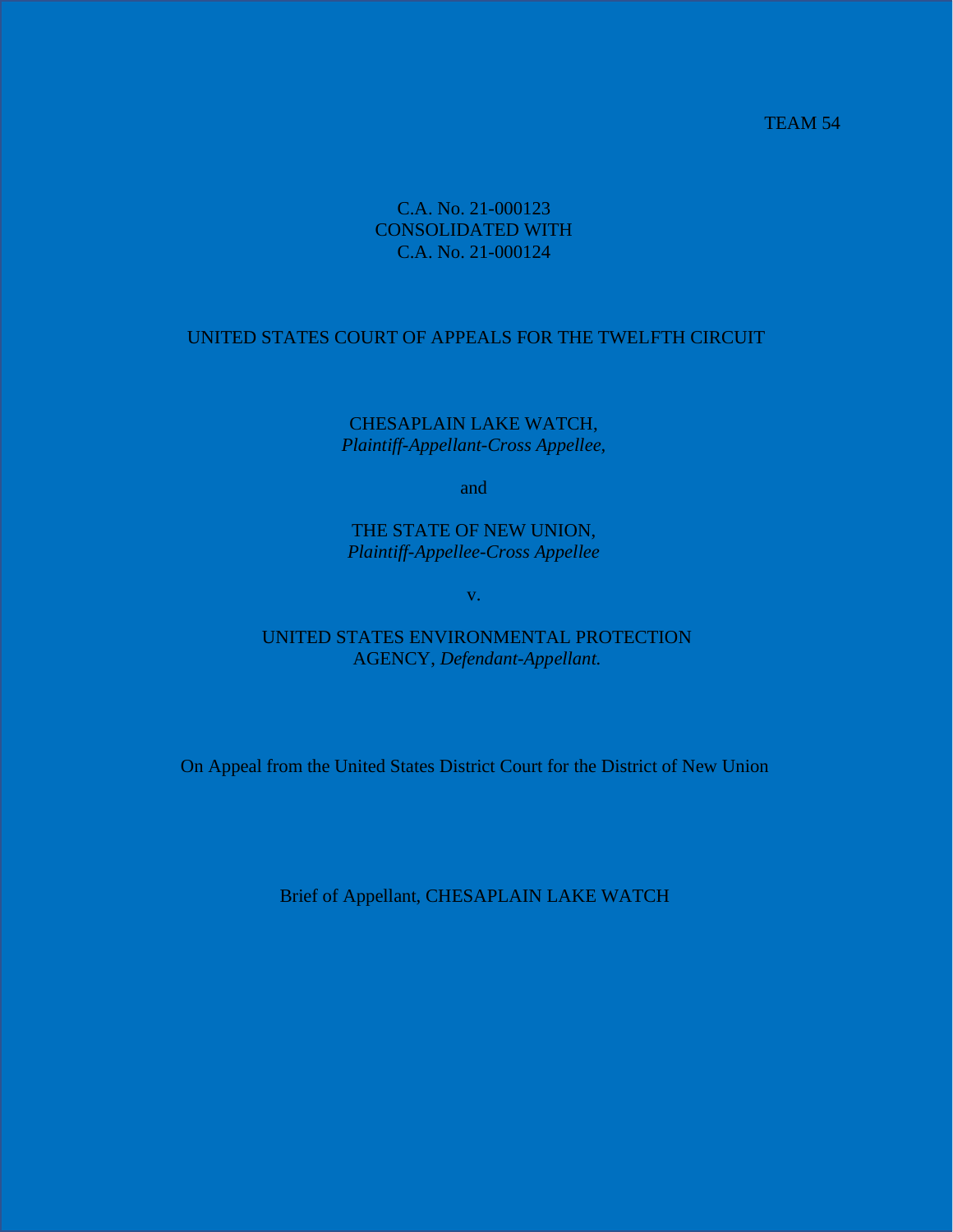TEAM 54

C.A. No. 21-000123
CONSOLIDATED WITH
C.A. No. 21-000124

UNITED STATES COURT OF APPEALS FOR THE TWELFTH CIRCUIT

CHESAPLAIN LAKE WATCH,
*Plaintiff-Appellant-Cross Appellee,*

and

THE STATE OF NEW UNION,
*Plaintiff-Appellee-Cross Appellee*

v.

UNITED STATES ENVIRONMENTAL PROTECTION AGENCY, *Defendant-Appellant.*

On Appeal from the United States District Court for the District of New Union

Brief of Appellant, CHESAPLAIN LAKE WATCH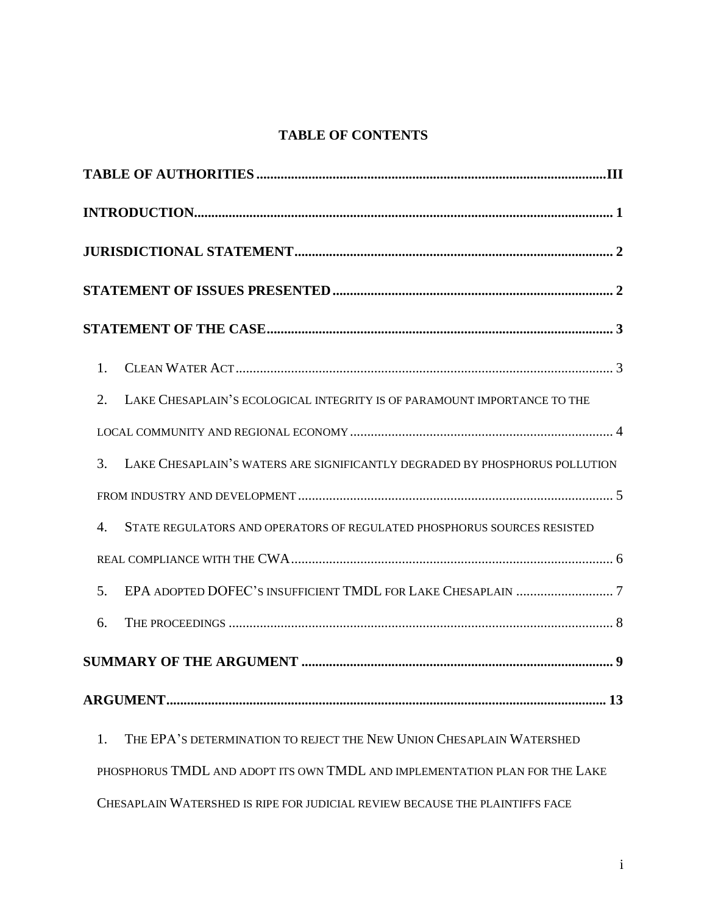# TABLE OF CONTENTS

**TABLE OF AUTHORITIES** .................................................................................................... **III**

**INTRODUCTION** ...................................................................................................................... **1**

**JURISDICTIONAL STATEMENT** ........................................................................................... **2**

**STATEMENT OF ISSUES PRESENTED** ............................................................................... **2**

**STATEMENT OF THE CASE** .................................................................................................. **3**

1. CLEAN WATER ACT ........................................................................................................... 3
2. LAKE CHESAPLAIN'S ECOLOGICAL INTEGRITY IS OF PARAMOUNT IMPORTANCE TO THE LOCAL COMMUNITY AND REGIONAL ECONOMY ............................................................................ 4
3. LAKE CHESAPLAIN'S WATERS ARE SIGNIFICANTLY DEGRADED BY PHOSPHORUS POLLUTION FROM INDUSTRY AND DEVELOPMENT .......................................................................................... 5
4. STATE REGULATORS AND OPERATORS OF REGULATED PHOSPHORUS SOURCES RESISTED REAL COMPLIANCE WITH THE CWA ............................................................................................ 6
5. EPA ADOPTED DOFEC'S INSUFFICIENT TMDL FOR LAKE CHESAPLAIN ............................ 7
6. THE PROCEEDINGS ............................................................................................................ 8

**SUMMARY OF THE ARGUMENT** ......................................................................................... **9**

**ARGUMENT** ............................................................................................................................ **13**

1. THE EPA'S DETERMINATION TO REJECT THE NEW UNION CHESAPLAIN WATERSHED PHOSPHORUS TMDL AND ADOPT ITS OWN TMDL AND IMPLEMENTATION PLAN FOR THE LAKE CHESAPLAIN WATERSHED IS RIPE FOR JUDICIAL REVIEW BECAUSE THE PLAINTIFFS FACE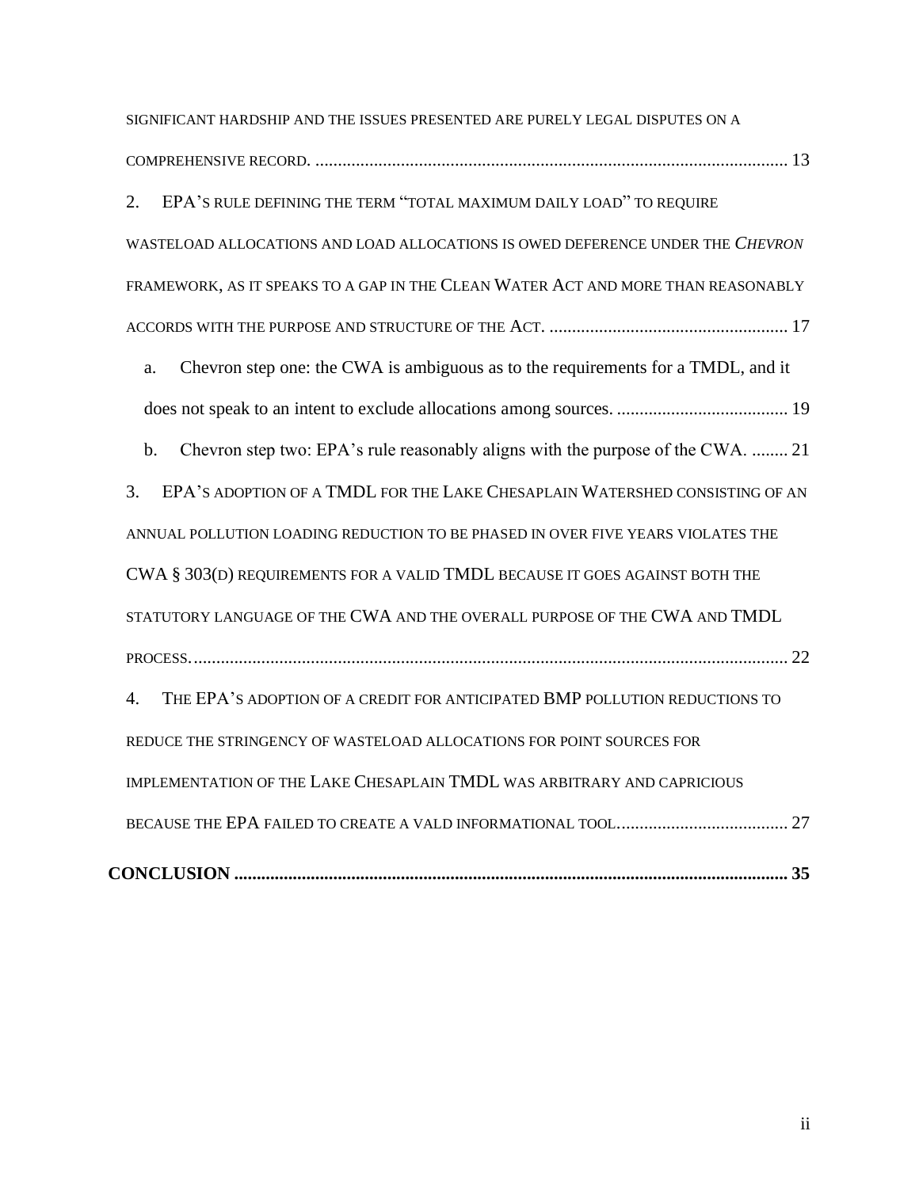SIGNIFICANT HARDSHIP AND THE ISSUES PRESENTED ARE PURELY LEGAL DISPUTES ON A COMPREHENSIVE RECORD. ........................................................................................................ 13

2. EPA'S RULE DEFINING THE TERM "TOTAL MAXIMUM DAILY LOAD" TO REQUIRE WASTELOAD ALLOCATIONS AND LOAD ALLOCATIONS IS OWED DEFERENCE UNDER THE *CHEVRON* FRAMEWORK, AS IT SPEAKS TO A GAP IN THE CLEAN WATER ACT AND MORE THAN REASONABLY ACCORDS WITH THE PURPOSE AND STRUCTURE OF THE ACT. .................................................... 17

   a. Chevron step one: the CWA is ambiguous as to the requirements for a TMDL, and it does not speak to an intent to exclude allocations among sources. ...................................... 19

   b. Chevron step two: EPA's rule reasonably aligns with the purpose of the CWA. ........ 21

3. EPA'S ADOPTION OF A TMDL FOR THE LAKE CHESAPLAIN WATERSHED CONSISTING OF AN ANNUAL POLLUTION LOADING REDUCTION TO BE PHASED IN OVER FIVE YEARS VIOLATES THE CWA § 303(D) REQUIREMENTS FOR A VALID TMDL BECAUSE IT GOES AGAINST BOTH THE STATUTORY LANGUAGE OF THE CWA AND THE OVERALL PURPOSE OF THE CWA AND TMDL PROCESS. .................................................................................................................................. 22

4. THE EPA'S ADOPTION OF A CREDIT FOR ANTICIPATED BMP POLLUTION REDUCTIONS TO REDUCE THE STRINGENCY OF WASTELOAD ALLOCATIONS FOR POINT SOURCES FOR IMPLEMENTATION OF THE LAKE CHESAPLAIN TMDL WAS ARBITRARY AND CAPRICIOUS BECAUSE THE EPA FAILED TO CREATE A VALD INFORMATIONAL TOOL...................................... 27

**CONCLUSION .......................................................................................................................... 35**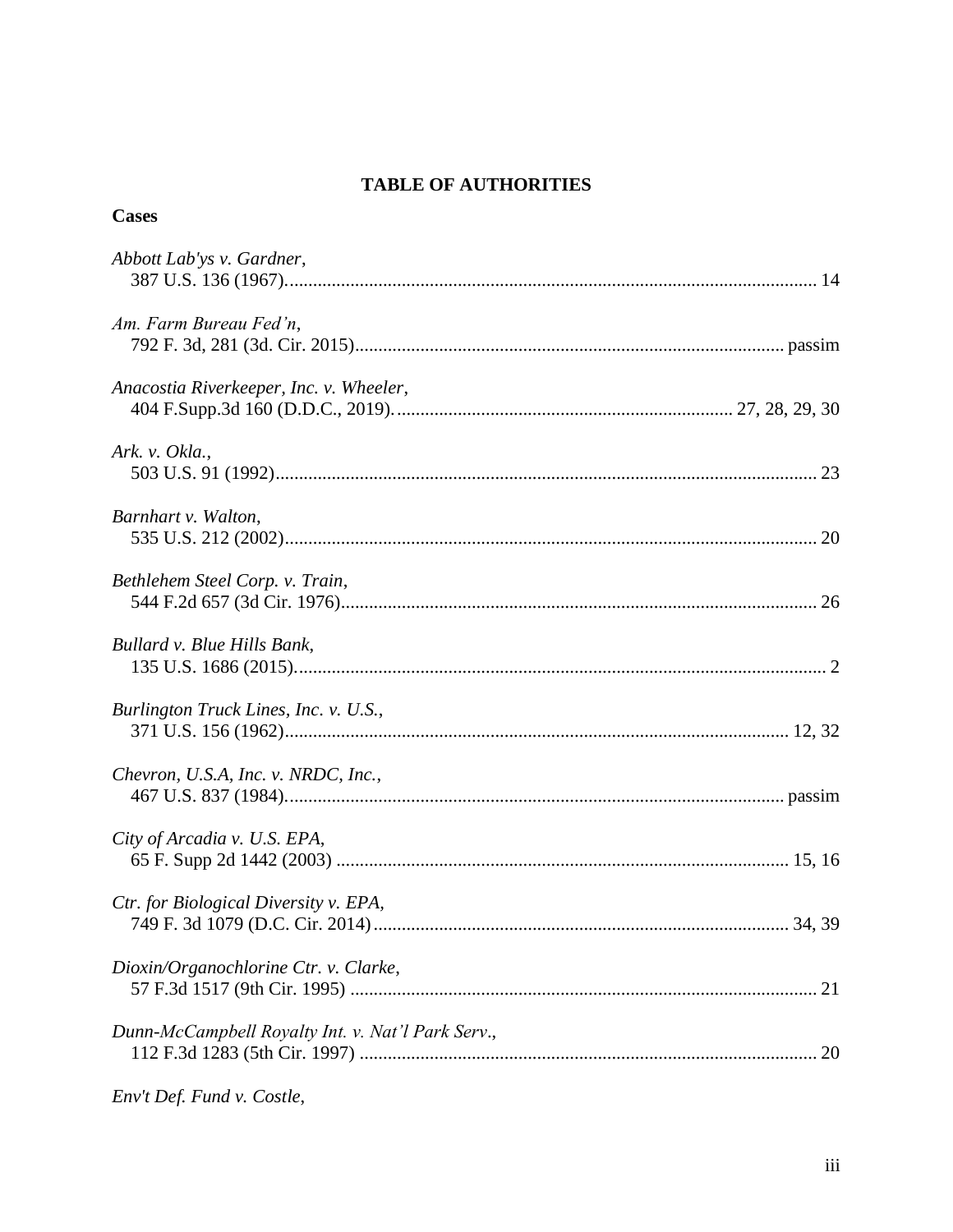# TABLE OF AUTHORITIES

## Cases

*Abbott Lab'ys v. Gardner*,
387 U.S. 136 (1967)................................................................................................................ 14

*Am. Farm Bureau Fed'n*,
792 F. 3d, 281 (3d. Cir. 2015)........................................................................................... passim

*Anacostia Riverkeeper, Inc. v. Wheeler*,
404 F.Supp.3d 160 (D.D.C., 2019)....................................................................... 27, 28, 29, 30

*Ark. v. Okla.*,
503 U.S. 91 (1992).................................................................................................................. 23

*Barnhart v. Walton*,
535 U.S. 212 (2002)................................................................................................................ 20

*Bethlehem Steel Corp. v. Train*,
544 F.2d 657 (3d Cir. 1976)..................................................................................................... 26

*Bullard v. Blue Hills Bank*,
135 U.S. 1686 (2015)................................................................................................................ 2

*Burlington Truck Lines, Inc. v. U.S.*,
371 U.S. 156 (1962)........................................................................................................... 12, 32

*Chevron, U.S.A, Inc. v. NRDC, Inc.*,
467 U.S. 837 (1984)......................................................................................................... passim

*City of Arcadia v. U.S. EPA*,
65 F. Supp 2d 1442 (2003) ............................................................................................... 15, 16

*Ctr. for Biological Diversity v. EPA*,
749 F. 3d 1079 (D.C. Cir. 2014)........................................................................................ 34, 39

*Dioxin/Organochlorine Ctr. v. Clarke*,
57 F.3d 1517 (9th Cir. 1995) .................................................................................................. 21

*Dunn-McCampbell Royalty Int. v. Nat'l Park Serv.*,
112 F.3d 1283 (5th Cir. 1997) ................................................................................................. 20

*Env't Def. Fund v. Costle*,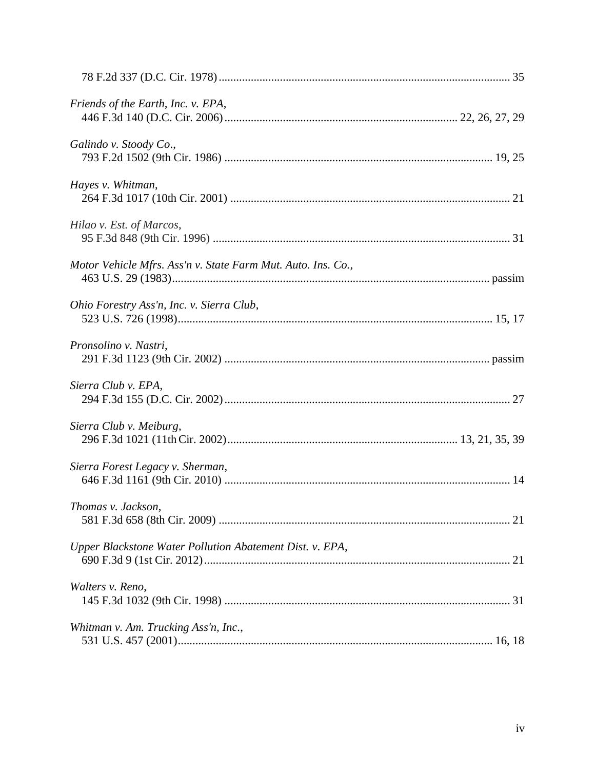78 F.2d 337 (D.C. Cir. 1978) .................................................................................................. 35

*Friends of the Earth, Inc. v. EPA*,
446 F.3d 140 (D.C. Cir. 2006) ............................................................................... 22, 26, 27, 29

*Galindo v. Stoody Co*.,
793 F.2d 1502 (9th Cir. 1986) ............................................................................................ 19, 25

*Hayes v. Whitman*,
264 F.3d 1017 (10th Cir. 2001) ................................................................................................ 21

*Hilao v. Est. of Marcos*,
95 F.3d 848 (9th Cir. 1996) ..................................................................................................... 31

*Motor Vehicle Mfrs. Ass'n v. State Farm Mut. Auto. Ins. Co.*,
463 U.S. 29 (1983) ............................................................................................................ passim

*Ohio Forestry Ass'n, Inc. v. Sierra Club*,
523 U.S. 726 (1998) ........................................................................................................... 15, 17

*Pronsolino v. Nastri*,
291 F.3d 1123 (9th Cir. 2002) .......................................................................................... passim

*Sierra Club v. EPA*,
294 F.3d 155 (D.C. Cir. 2002) ................................................................................................. 27

*Sierra Club v. Meiburg*,
296 F.3d 1021 (11th Cir. 2002) .............................................................................. 13, 21, 35, 39

*Sierra Forest Legacy v. Sherman*,
646 F.3d 1161 (9th Cir. 2010) ................................................................................................. 14

*Thomas v. Jackson*,
581 F.3d 658 (8th Cir. 2009) ................................................................................................... 21

*Upper Blackstone Water Pollution Abatement Dist. v. EPA*,
690 F.3d 9 (1st Cir. 2012) ........................................................................................................ 21

*Walters v. Reno*,
145 F.3d 1032 (9th Cir. 1998) ................................................................................................. 31

*Whitman v. Am. Trucking Ass'n, Inc.*,
531 U.S. 457 (2001) ........................................................................................................... 16, 18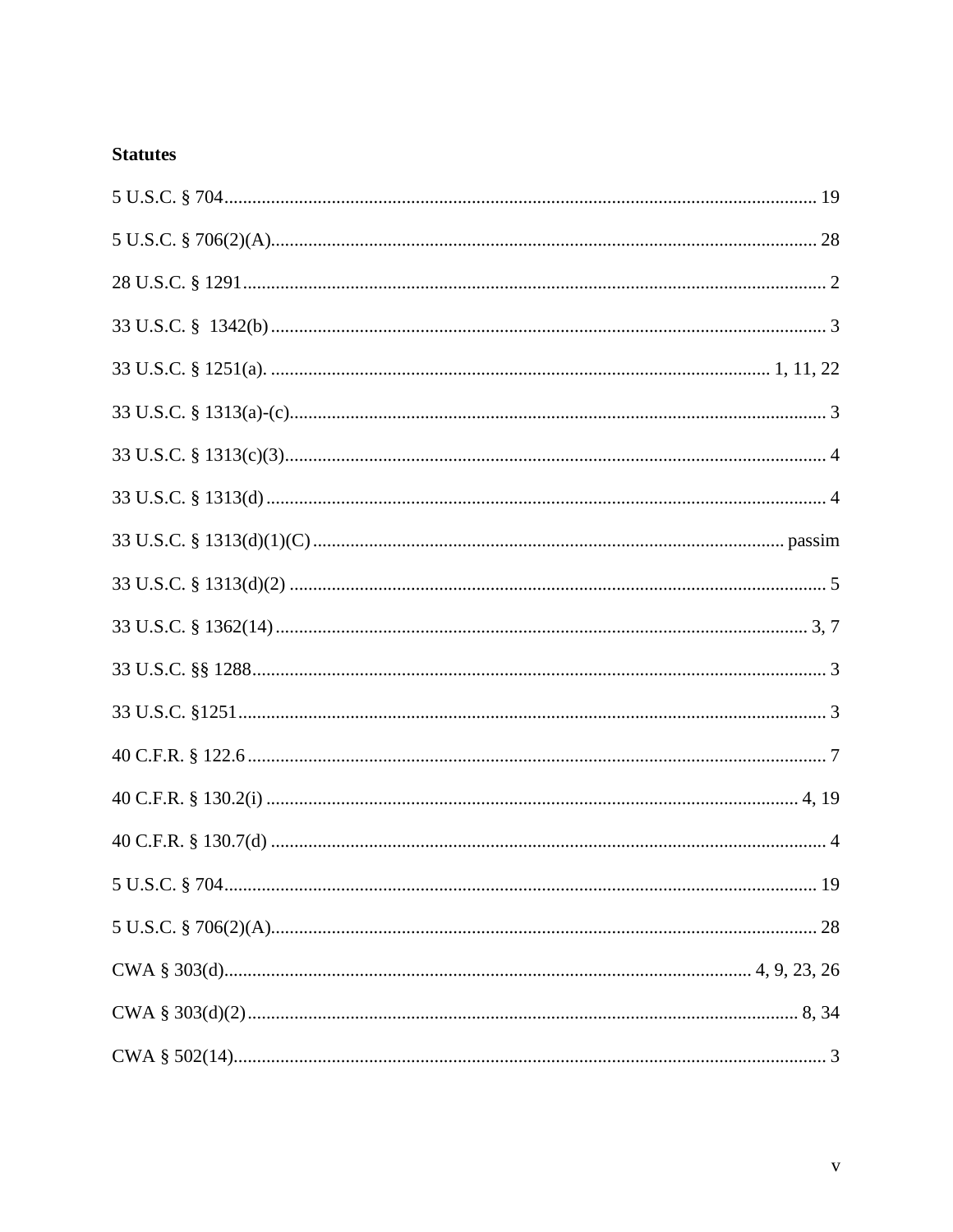**Statutes**

5 U.S.C. § 704 ........ 19

5 U.S.C. § 706(2)(A) ........ 28

28 U.S.C. § 1291 ........ 2

33 U.S.C. §  1342(b) ........ 3

33 U.S.C. § 1251(a). ........ 1, 11, 22

33 U.S.C. § 1313(a)-(c) ........ 3

33 U.S.C. § 1313(c)(3) ........ 4

33 U.S.C. § 1313(d) ........ 4

33 U.S.C. § 1313(d)(1)(C) ........ passim

33 U.S.C. § 1313(d)(2) ........ 5

33 U.S.C. § 1362(14) ........ 3, 7

33 U.S.C. §§ 1288 ........ 3

33 U.S.C. §1251 ........ 3

40 C.F.R. § 122.6 ........ 7

40 C.F.R. § 130.2(i) ........ 4, 19

40 C.F.R. § 130.7(d) ........ 4

5 U.S.C. § 704 ........ 19

5 U.S.C. § 706(2)(A) ........ 28

CWA § 303(d) ........ 4, 9, 23, 26

CWA § 303(d)(2) ........ 8, 34

CWA § 502(14) ........ 3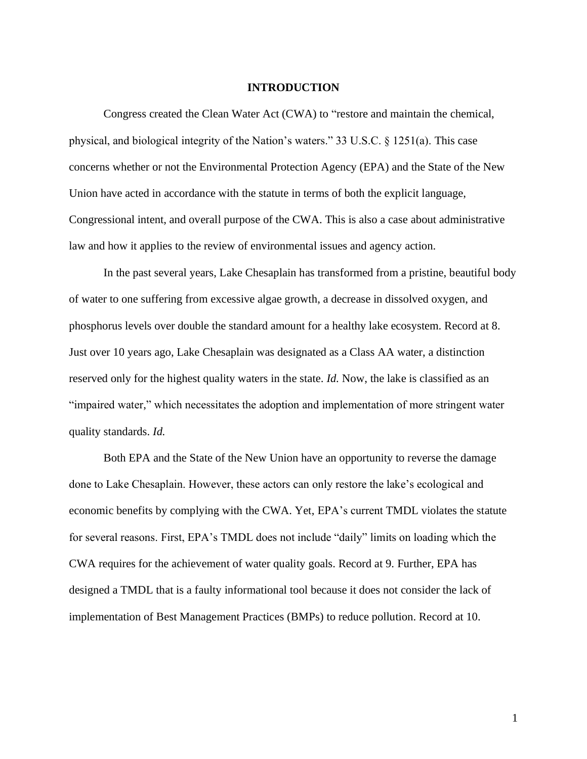# INTRODUCTION

Congress created the Clean Water Act (CWA) to "restore and maintain the chemical, physical, and biological integrity of the Nation's waters." 33 U.S.C. § 1251(a). This case concerns whether or not the Environmental Protection Agency (EPA) and the State of the New Union have acted in accordance with the statute in terms of both the explicit language, Congressional intent, and overall purpose of the CWA. This is also a case about administrative law and how it applies to the review of environmental issues and agency action.

In the past several years, Lake Chesaplain has transformed from a pristine, beautiful body of water to one suffering from excessive algae growth, a decrease in dissolved oxygen, and phosphorus levels over double the standard amount for a healthy lake ecosystem. Record at 8. Just over 10 years ago, Lake Chesaplain was designated as a Class AA water, a distinction reserved only for the highest quality waters in the state. *Id.* Now, the lake is classified as an "impaired water," which necessitates the adoption and implementation of more stringent water quality standards. *Id.*

Both EPA and the State of the New Union have an opportunity to reverse the damage done to Lake Chesaplain. However, these actors can only restore the lake's ecological and economic benefits by complying with the CWA. Yet, EPA's current TMDL violates the statute for several reasons. First, EPA's TMDL does not include "daily" limits on loading which the CWA requires for the achievement of water quality goals. Record at 9. Further, EPA has designed a TMDL that is a faulty informational tool because it does not consider the lack of implementation of Best Management Practices (BMPs) to reduce pollution. Record at 10.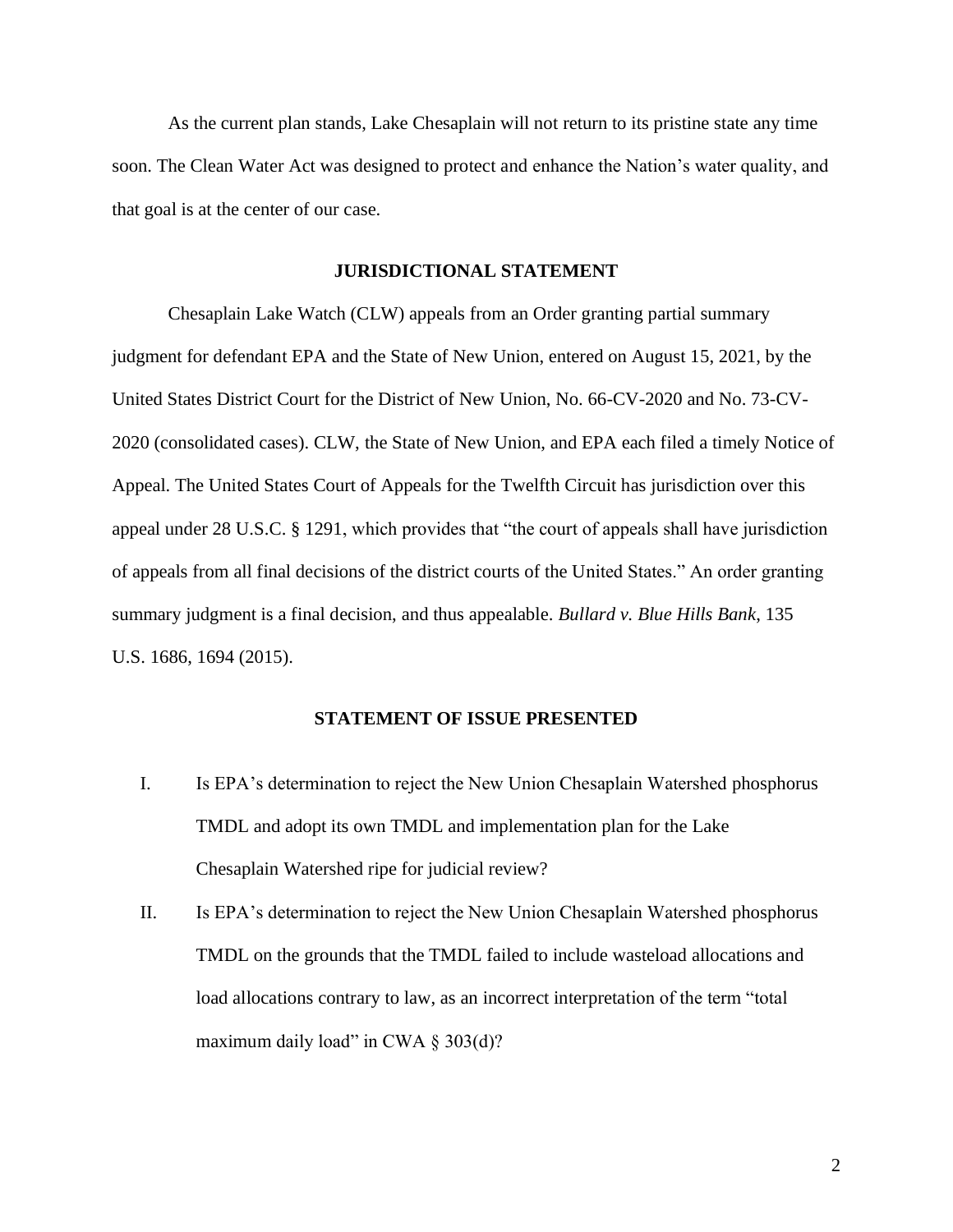As the current plan stands, Lake Chesaplain will not return to its pristine state any time soon. The Clean Water Act was designed to protect and enhance the Nation's water quality, and that goal is at the center of our case.

## JURISDICTIONAL STATEMENT

Chesaplain Lake Watch (CLW) appeals from an Order granting partial summary judgment for defendant EPA and the State of New Union, entered on August 15, 2021, by the United States District Court for the District of New Union, No. 66-CV-2020 and No. 73-CV-2020 (consolidated cases). CLW, the State of New Union, and EPA each filed a timely Notice of Appeal. The United States Court of Appeals for the Twelfth Circuit has jurisdiction over this appeal under 28 U.S.C. § 1291, which provides that "the court of appeals shall have jurisdiction of appeals from all final decisions of the district courts of the United States." An order granting summary judgment is a final decision, and thus appealable. *Bullard v. Blue Hills Bank*, 135 U.S. 1686, 1694 (2015).

## STATEMENT OF ISSUE PRESENTED

I. Is EPA's determination to reject the New Union Chesaplain Watershed phosphorus TMDL and adopt its own TMDL and implementation plan for the Lake Chesaplain Watershed ripe for judicial review?

II. Is EPA's determination to reject the New Union Chesaplain Watershed phosphorus TMDL on the grounds that the TMDL failed to include wasteload allocations and load allocations contrary to law, as an incorrect interpretation of the term "total maximum daily load" in CWA § 303(d)?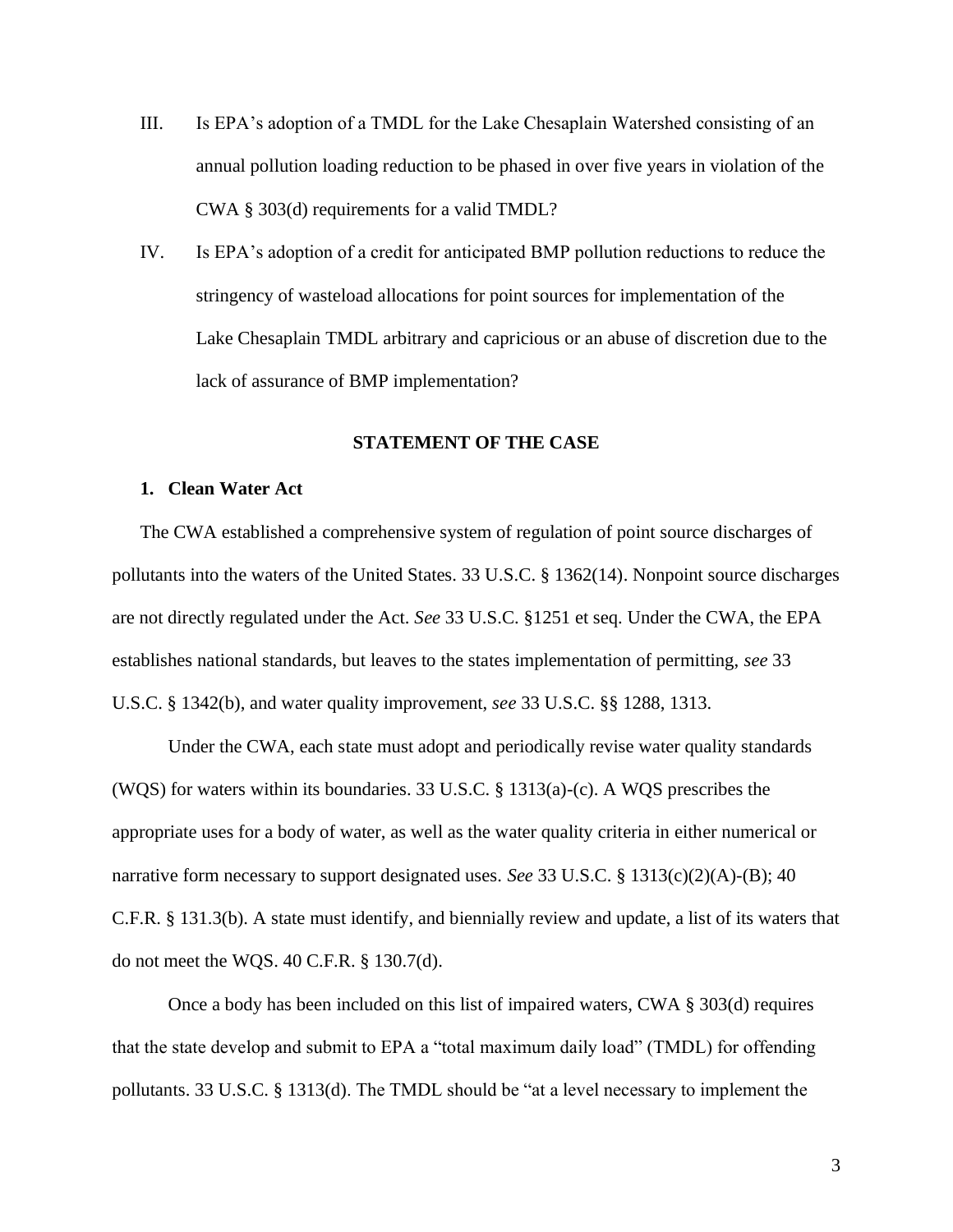III. Is EPA's adoption of a TMDL for the Lake Chesaplain Watershed consisting of an annual pollution loading reduction to be phased in over five years in violation of the CWA § 303(d) requirements for a valid TMDL?

IV. Is EPA's adoption of a credit for anticipated BMP pollution reductions to reduce the stringency of wasteload allocations for point sources for implementation of the Lake Chesaplain TMDL arbitrary and capricious or an abuse of discretion due to the lack of assurance of BMP implementation?

## STATEMENT OF THE CASE

### 1. Clean Water Act

The CWA established a comprehensive system of regulation of point source discharges of pollutants into the waters of the United States. 33 U.S.C. § 1362(14). Nonpoint source discharges are not directly regulated under the Act. *See* 33 U.S.C. §1251 et seq. Under the CWA, the EPA establishes national standards, but leaves to the states implementation of permitting, *see* 33 U.S.C. § 1342(b), and water quality improvement, *see* 33 U.S.C. §§ 1288, 1313.

Under the CWA, each state must adopt and periodically revise water quality standards (WQS) for waters within its boundaries. 33 U.S.C. § 1313(a)-(c). A WQS prescribes the appropriate uses for a body of water, as well as the water quality criteria in either numerical or narrative form necessary to support designated uses. *See* 33 U.S.C. § 1313(c)(2)(A)-(B); 40 C.F.R. § 131.3(b). A state must identify, and biennially review and update, a list of its waters that do not meet the WQS. 40 C.F.R. § 130.7(d).

Once a body has been included on this list of impaired waters, CWA § 303(d) requires that the state develop and submit to EPA a "total maximum daily load" (TMDL) for offending pollutants. 33 U.S.C. § 1313(d). The TMDL should be "at a level necessary to implement the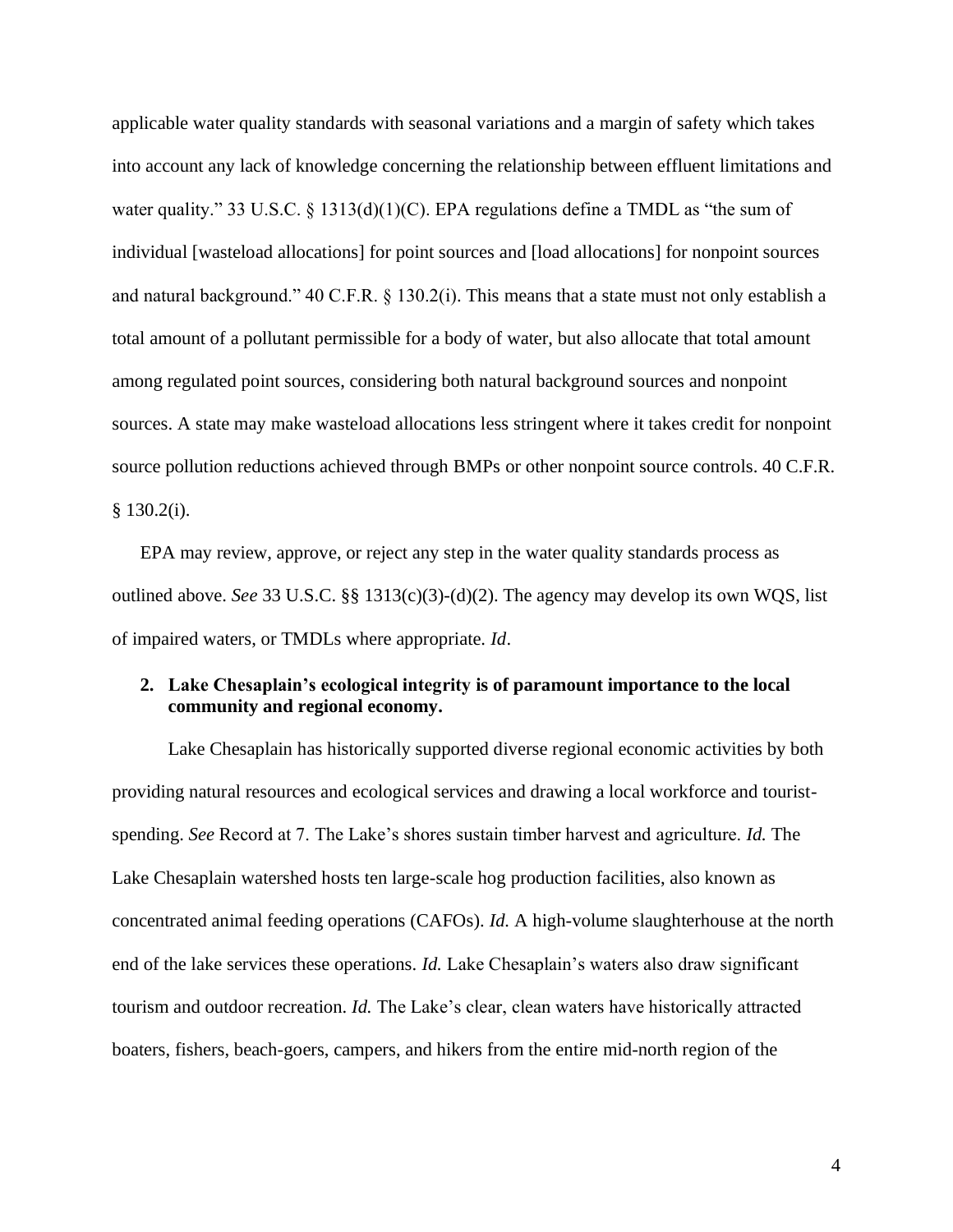applicable water quality standards with seasonal variations and a margin of safety which takes into account any lack of knowledge concerning the relationship between effluent limitations and water quality." 33 U.S.C. § 1313(d)(1)(C). EPA regulations define a TMDL as "the sum of individual [wasteload allocations] for point sources and [load allocations] for nonpoint sources and natural background." 40 C.F.R. § 130.2(i). This means that a state must not only establish a total amount of a pollutant permissible for a body of water, but also allocate that total amount among regulated point sources, considering both natural background sources and nonpoint sources. A state may make wasteload allocations less stringent where it takes credit for nonpoint source pollution reductions achieved through BMPs or other nonpoint source controls. 40 C.F.R. § 130.2(i).

EPA may review, approve, or reject any step in the water quality standards process as outlined above. *See* 33 U.S.C. §§ 1313(c)(3)-(d)(2). The agency may develop its own WQS, list of impaired waters, or TMDLs where appropriate. *Id*.

**2. Lake Chesaplain's ecological integrity is of paramount importance to the local community and regional economy.**

Lake Chesaplain has historically supported diverse regional economic activities by both providing natural resources and ecological services and drawing a local workforce and tourist-spending. *See* Record at 7. The Lake's shores sustain timber harvest and agriculture. *Id.* The Lake Chesaplain watershed hosts ten large-scale hog production facilities, also known as concentrated animal feeding operations (CAFOs). *Id.* A high-volume slaughterhouse at the north end of the lake services these operations. *Id.* Lake Chesaplain's waters also draw significant tourism and outdoor recreation. *Id.* The Lake's clear, clean waters have historically attracted boaters, fishers, beach-goers, campers, and hikers from the entire mid-north region of the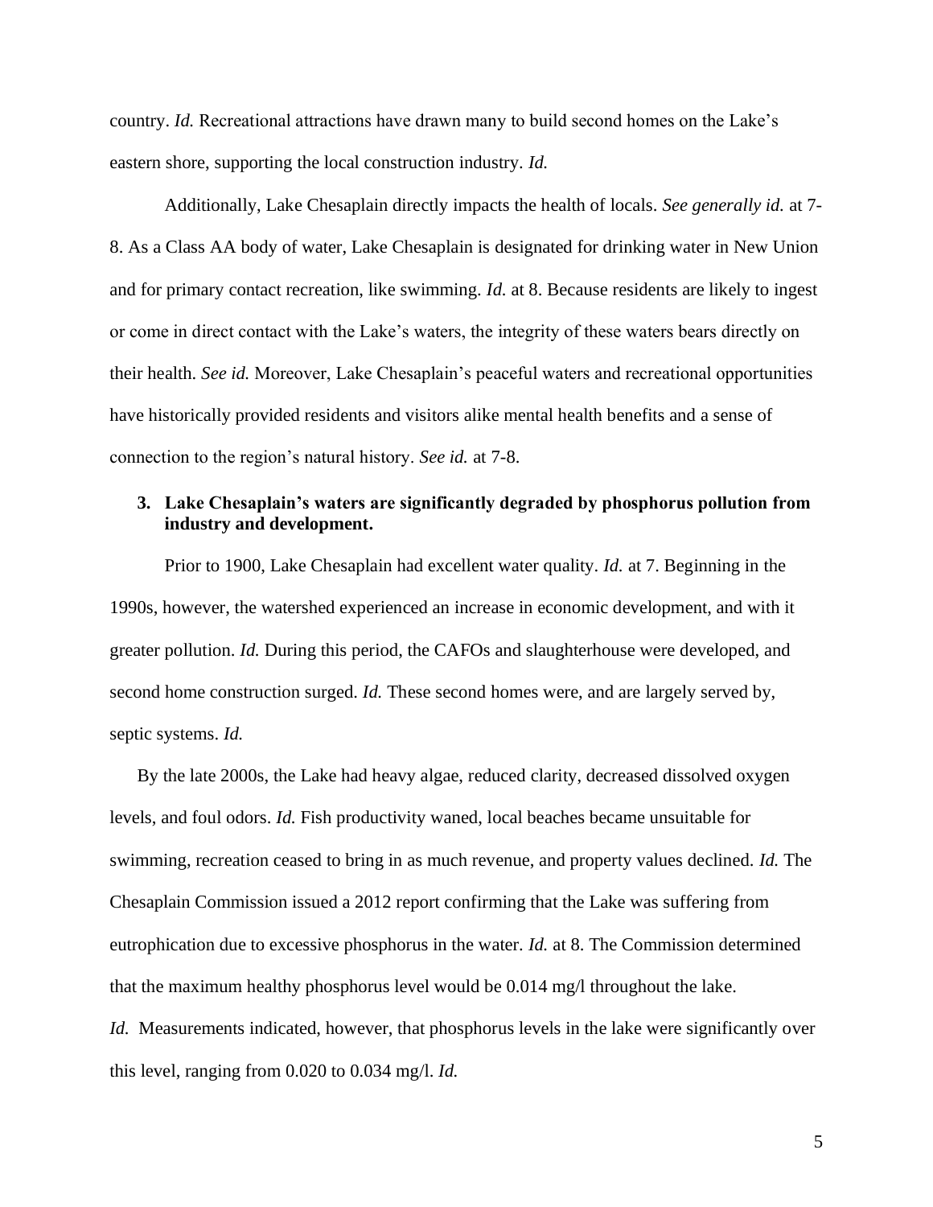country. *Id.* Recreational attractions have drawn many to build second homes on the Lake's eastern shore, supporting the local construction industry. *Id.*

Additionally, Lake Chesaplain directly impacts the health of locals. *See generally id.* at 7-8. As a Class AA body of water, Lake Chesaplain is designated for drinking water in New Union and for primary contact recreation, like swimming. *Id.* at 8. Because residents are likely to ingest or come in direct contact with the Lake's waters, the integrity of these waters bears directly on their health. *See id.* Moreover, Lake Chesaplain's peaceful waters and recreational opportunities have historically provided residents and visitors alike mental health benefits and a sense of connection to the region's natural history. *See id.* at 7-8.

### 3. Lake Chesaplain's waters are significantly degraded by phosphorus pollution from industry and development.

Prior to 1900, Lake Chesaplain had excellent water quality. *Id.* at 7. Beginning in the 1990s, however, the watershed experienced an increase in economic development, and with it greater pollution. *Id.* During this period, the CAFOs and slaughterhouse were developed, and second home construction surged. *Id.* These second homes were, and are largely served by, septic systems. *Id.*

By the late 2000s, the Lake had heavy algae, reduced clarity, decreased dissolved oxygen levels, and foul odors. *Id.* Fish productivity waned, local beaches became unsuitable for swimming, recreation ceased to bring in as much revenue, and property values declined. *Id.* The Chesaplain Commission issued a 2012 report confirming that the Lake was suffering from eutrophication due to excessive phosphorus in the water. *Id.* at 8. The Commission determined that the maximum healthy phosphorus level would be 0.014 mg/l throughout the lake. *Id.* Measurements indicated, however, that phosphorus levels in the lake were significantly over this level, ranging from 0.020 to 0.034 mg/l. *Id.*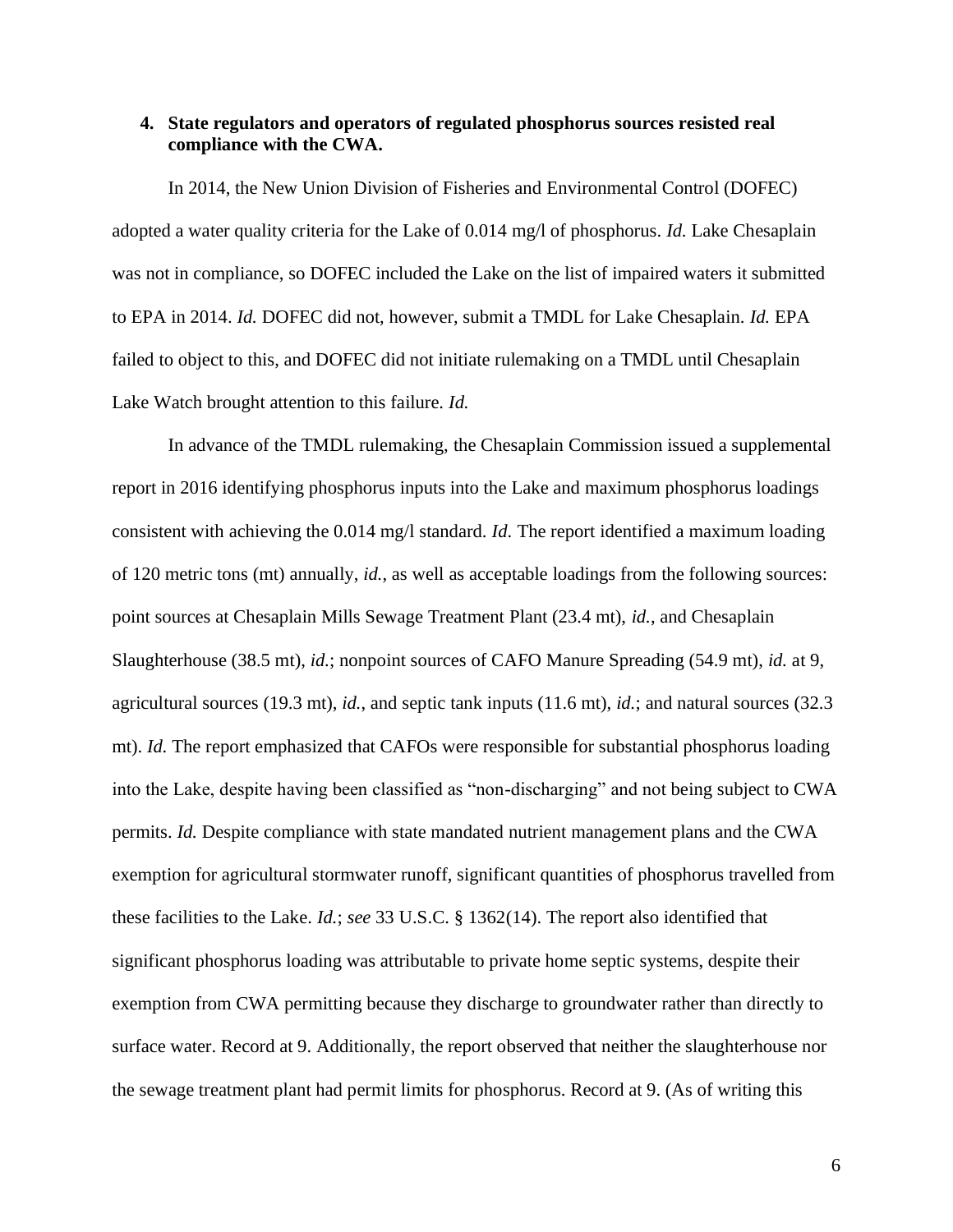### 4. State regulators and operators of regulated phosphorus sources resisted real compliance with the CWA.

In 2014, the New Union Division of Fisheries and Environmental Control (DOFEC) adopted a water quality criteria for the Lake of 0.014 mg/l of phosphorus. *Id.* Lake Chesaplain was not in compliance, so DOFEC included the Lake on the list of impaired waters it submitted to EPA in 2014. *Id.* DOFEC did not, however, submit a TMDL for Lake Chesaplain. *Id.* EPA failed to object to this, and DOFEC did not initiate rulemaking on a TMDL until Chesaplain Lake Watch brought attention to this failure. *Id.*

In advance of the TMDL rulemaking, the Chesaplain Commission issued a supplemental report in 2016 identifying phosphorus inputs into the Lake and maximum phosphorus loadings consistent with achieving the 0.014 mg/l standard. *Id.* The report identified a maximum loading of 120 metric tons (mt) annually, *id.*, as well as acceptable loadings from the following sources: point sources at Chesaplain Mills Sewage Treatment Plant (23.4 mt), *id.*, and Chesaplain Slaughterhouse (38.5 mt), *id.*; nonpoint sources of CAFO Manure Spreading (54.9 mt), *id.* at 9, agricultural sources (19.3 mt), *id.*, and septic tank inputs (11.6 mt), *id.*; and natural sources (32.3 mt). *Id.* The report emphasized that CAFOs were responsible for substantial phosphorus loading into the Lake, despite having been classified as "non-discharging" and not being subject to CWA permits. *Id.* Despite compliance with state mandated nutrient management plans and the CWA exemption for agricultural stormwater runoff, significant quantities of phosphorus travelled from these facilities to the Lake. *Id.*; *see* 33 U.S.C. § 1362(14). The report also identified that significant phosphorus loading was attributable to private home septic systems, despite their exemption from CWA permitting because they discharge to groundwater rather than directly to surface water. Record at 9. Additionally, the report observed that neither the slaughterhouse nor the sewage treatment plant had permit limits for phosphorus. Record at 9. (As of writing this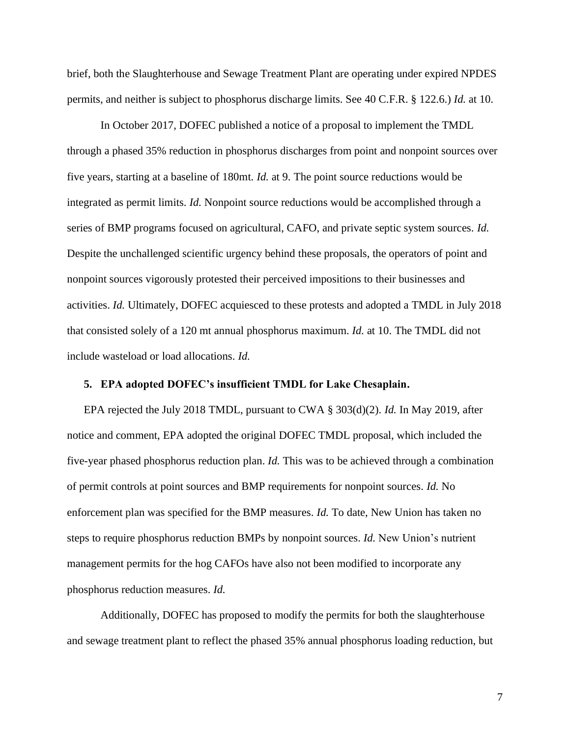brief, both the Slaughterhouse and Sewage Treatment Plant are operating under expired NPDES permits, and neither is subject to phosphorus discharge limits. See 40 C.F.R. § 122.6.) *Id.* at 10.

In October 2017, DOFEC published a notice of a proposal to implement the TMDL through a phased 35% reduction in phosphorus discharges from point and nonpoint sources over five years, starting at a baseline of 180mt. *Id.* at 9. The point source reductions would be integrated as permit limits. *Id.* Nonpoint source reductions would be accomplished through a series of BMP programs focused on agricultural, CAFO, and private septic system sources. *Id.* Despite the unchallenged scientific urgency behind these proposals, the operators of point and nonpoint sources vigorously protested their perceived impositions to their businesses and activities. *Id.* Ultimately, DOFEC acquiesced to these protests and adopted a TMDL in July 2018 that consisted solely of a 120 mt annual phosphorus maximum. *Id.* at 10. The TMDL did not include wasteload or load allocations. *Id.*

**5. EPA adopted DOFEC's insufficient TMDL for Lake Chesaplain.**

EPA rejected the July 2018 TMDL, pursuant to CWA § 303(d)(2). *Id.* In May 2019, after notice and comment, EPA adopted the original DOFEC TMDL proposal, which included the five-year phased phosphorus reduction plan. *Id.* This was to be achieved through a combination of permit controls at point sources and BMP requirements for nonpoint sources. *Id.* No enforcement plan was specified for the BMP measures. *Id.* To date, New Union has taken no steps to require phosphorus reduction BMPs by nonpoint sources. *Id.* New Union's nutrient management permits for the hog CAFOs have also not been modified to incorporate any phosphorus reduction measures. *Id.*

Additionally, DOFEC has proposed to modify the permits for both the slaughterhouse and sewage treatment plant to reflect the phased 35% annual phosphorus loading reduction, but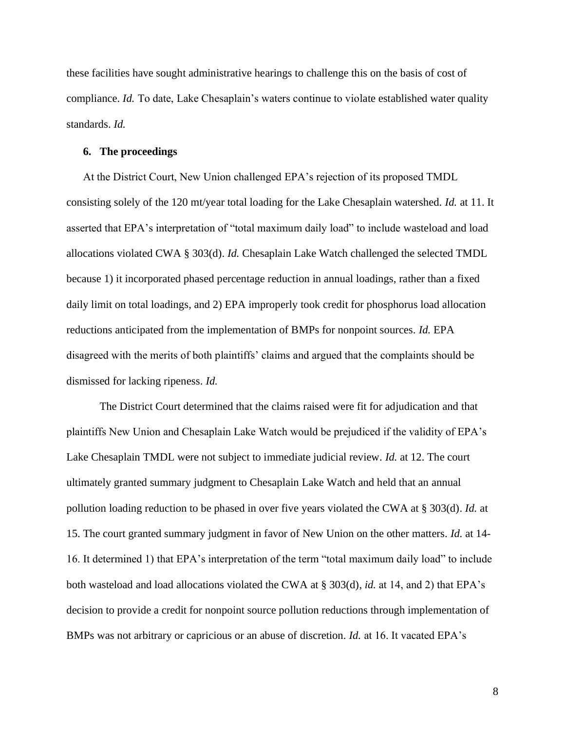these facilities have sought administrative hearings to challenge this on the basis of cost of compliance. *Id.* To date, Lake Chesaplain's waters continue to violate established water quality standards. *Id.*

### 6. The proceedings

At the District Court, New Union challenged EPA's rejection of its proposed TMDL consisting solely of the 120 mt/year total loading for the Lake Chesaplain watershed. *Id.* at 11. It asserted that EPA's interpretation of "total maximum daily load" to include wasteload and load allocations violated CWA § 303(d). *Id.* Chesaplain Lake Watch challenged the selected TMDL because 1) it incorporated phased percentage reduction in annual loadings, rather than a fixed daily limit on total loadings, and 2) EPA improperly took credit for phosphorus load allocation reductions anticipated from the implementation of BMPs for nonpoint sources. *Id.* EPA disagreed with the merits of both plaintiffs' claims and argued that the complaints should be dismissed for lacking ripeness. *Id.*

The District Court determined that the claims raised were fit for adjudication and that plaintiffs New Union and Chesaplain Lake Watch would be prejudiced if the validity of EPA's Lake Chesaplain TMDL were not subject to immediate judicial review. *Id.* at 12. The court ultimately granted summary judgment to Chesaplain Lake Watch and held that an annual pollution loading reduction to be phased in over five years violated the CWA at § 303(d). *Id.* at 15. The court granted summary judgment in favor of New Union on the other matters. *Id.* at 14-16. It determined 1) that EPA's interpretation of the term "total maximum daily load" to include both wasteload and load allocations violated the CWA at § 303(d), *id.* at 14, and 2) that EPA's decision to provide a credit for nonpoint source pollution reductions through implementation of BMPs was not arbitrary or capricious or an abuse of discretion. *Id.* at 16. It vacated EPA's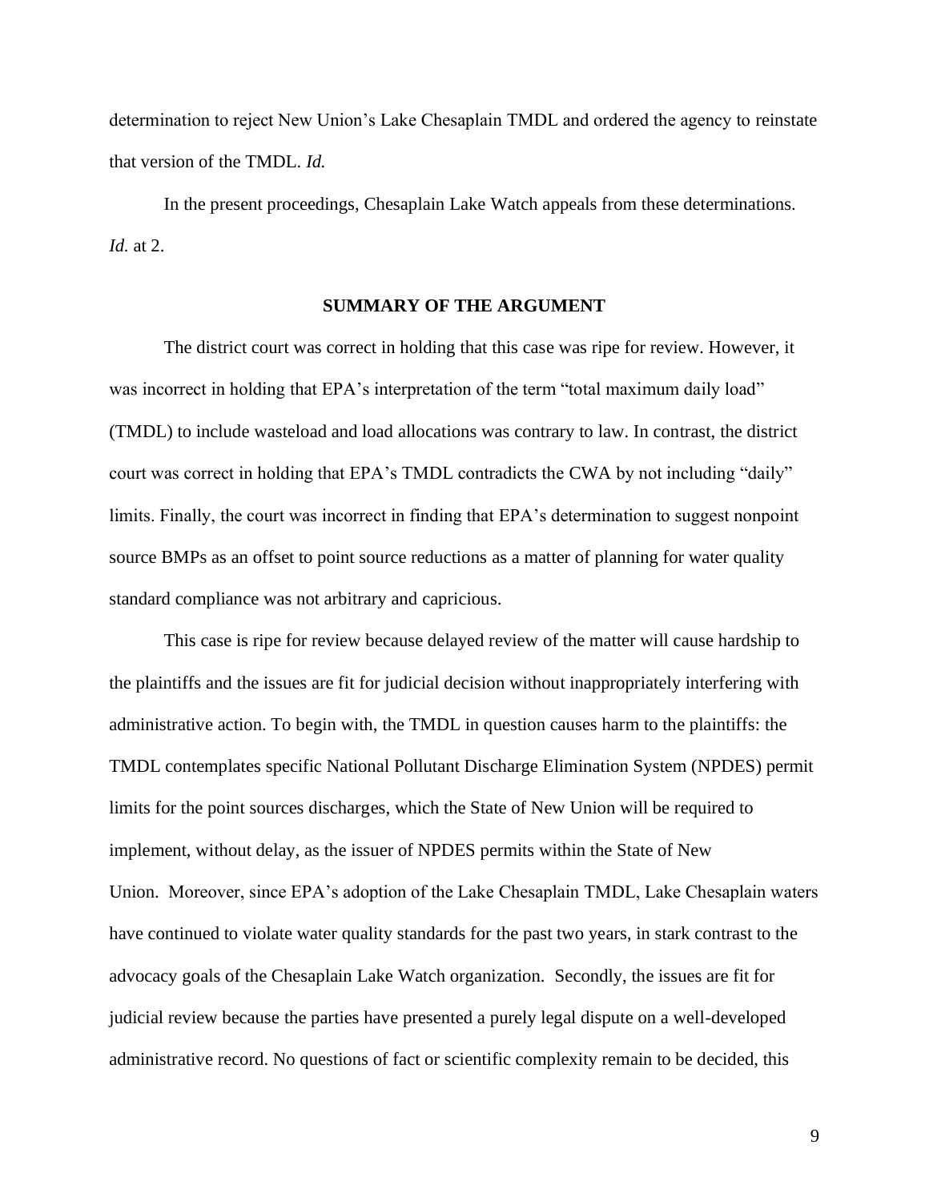determination to reject New Union's Lake Chesaplain TMDL and ordered the agency to reinstate that version of the TMDL. *Id.*

In the present proceedings, Chesaplain Lake Watch appeals from these determinations. *Id.* at 2.

## SUMMARY OF THE ARGUMENT

The district court was correct in holding that this case was ripe for review. However, it was incorrect in holding that EPA's interpretation of the term "total maximum daily load" (TMDL) to include wasteload and load allocations was contrary to law. In contrast, the district court was correct in holding that EPA's TMDL contradicts the CWA by not including "daily" limits. Finally, the court was incorrect in finding that EPA's determination to suggest nonpoint source BMPs as an offset to point source reductions as a matter of planning for water quality standard compliance was not arbitrary and capricious.

This case is ripe for review because delayed review of the matter will cause hardship to the plaintiffs and the issues are fit for judicial decision without inappropriately interfering with administrative action. To begin with, the TMDL in question causes harm to the plaintiffs: the TMDL contemplates specific National Pollutant Discharge Elimination System (NPDES) permit limits for the point sources discharges, which the State of New Union will be required to implement, without delay, as the issuer of NPDES permits within the State of New Union. Moreover, since EPA's adoption of the Lake Chesaplain TMDL, Lake Chesaplain waters have continued to violate water quality standards for the past two years, in stark contrast to the advocacy goals of the Chesaplain Lake Watch organization. Secondly, the issues are fit for judicial review because the parties have presented a purely legal dispute on a well-developed administrative record. No questions of fact or scientific complexity remain to be decided, this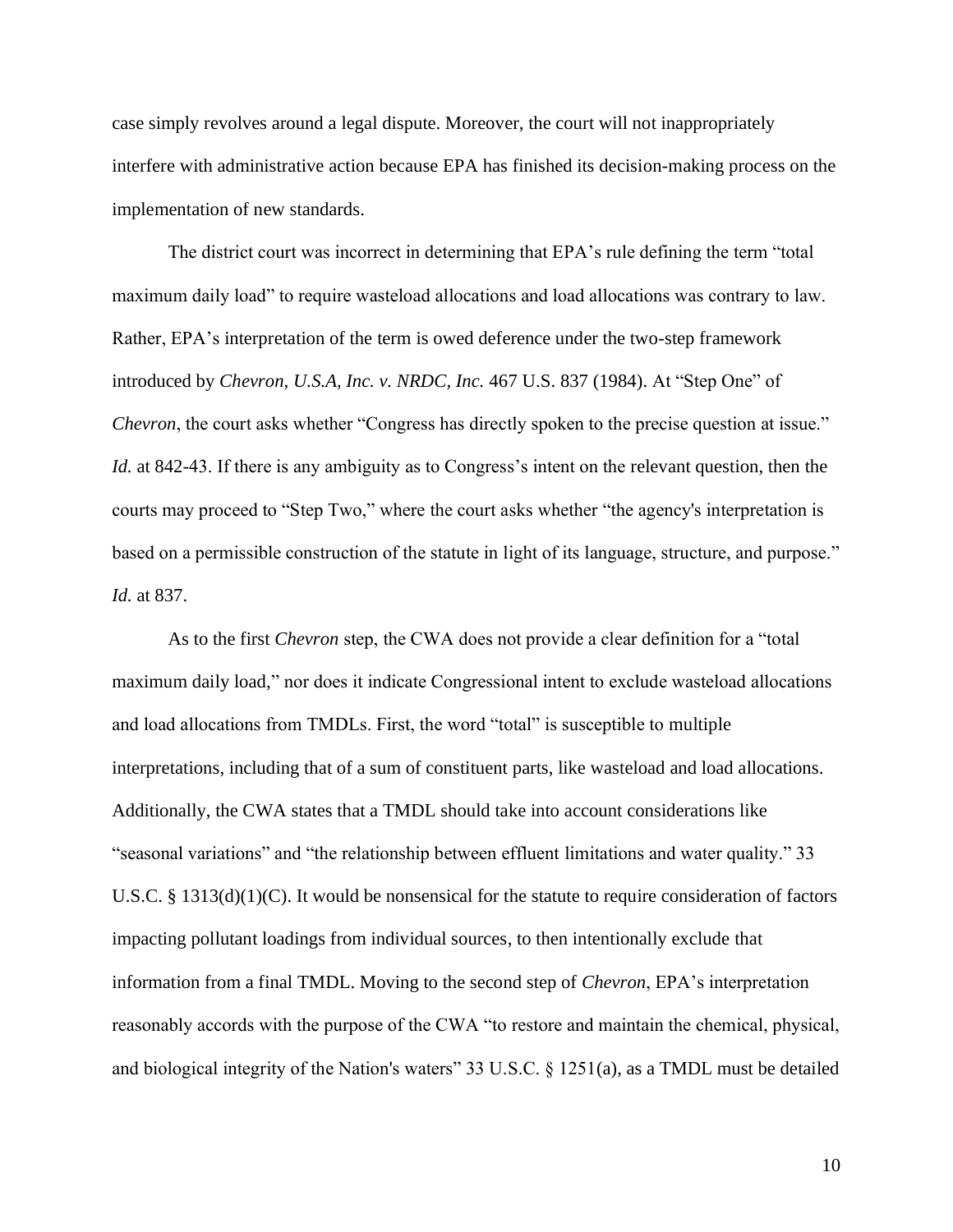case simply revolves around a legal dispute. Moreover, the court will not inappropriately interfere with administrative action because EPA has finished its decision-making process on the implementation of new standards.

The district court was incorrect in determining that EPA's rule defining the term "total maximum daily load" to require wasteload allocations and load allocations was contrary to law. Rather, EPA's interpretation of the term is owed deference under the two-step framework introduced by *Chevron, U.S.A, Inc. v. NRDC, Inc.* 467 U.S. 837 (1984). At "Step One" of *Chevron*, the court asks whether "Congress has directly spoken to the precise question at issue." *Id.* at 842-43. If there is any ambiguity as to Congress's intent on the relevant question, then the courts may proceed to "Step Two," where the court asks whether "the agency's interpretation is based on a permissible construction of the statute in light of its language, structure, and purpose." *Id.* at 837.

As to the first *Chevron* step, the CWA does not provide a clear definition for a "total maximum daily load," nor does it indicate Congressional intent to exclude wasteload allocations and load allocations from TMDLs. First, the word "total" is susceptible to multiple interpretations, including that of a sum of constituent parts, like wasteload and load allocations. Additionally, the CWA states that a TMDL should take into account considerations like "seasonal variations" and "the relationship between effluent limitations and water quality." 33 U.S.C. § 1313(d)(1)(C). It would be nonsensical for the statute to require consideration of factors impacting pollutant loadings from individual sources, to then intentionally exclude that information from a final TMDL. Moving to the second step of *Chevron*, EPA's interpretation reasonably accords with the purpose of the CWA "to restore and maintain the chemical, physical, and biological integrity of the Nation's waters" 33 U.S.C. § 1251(a), as a TMDL must be detailed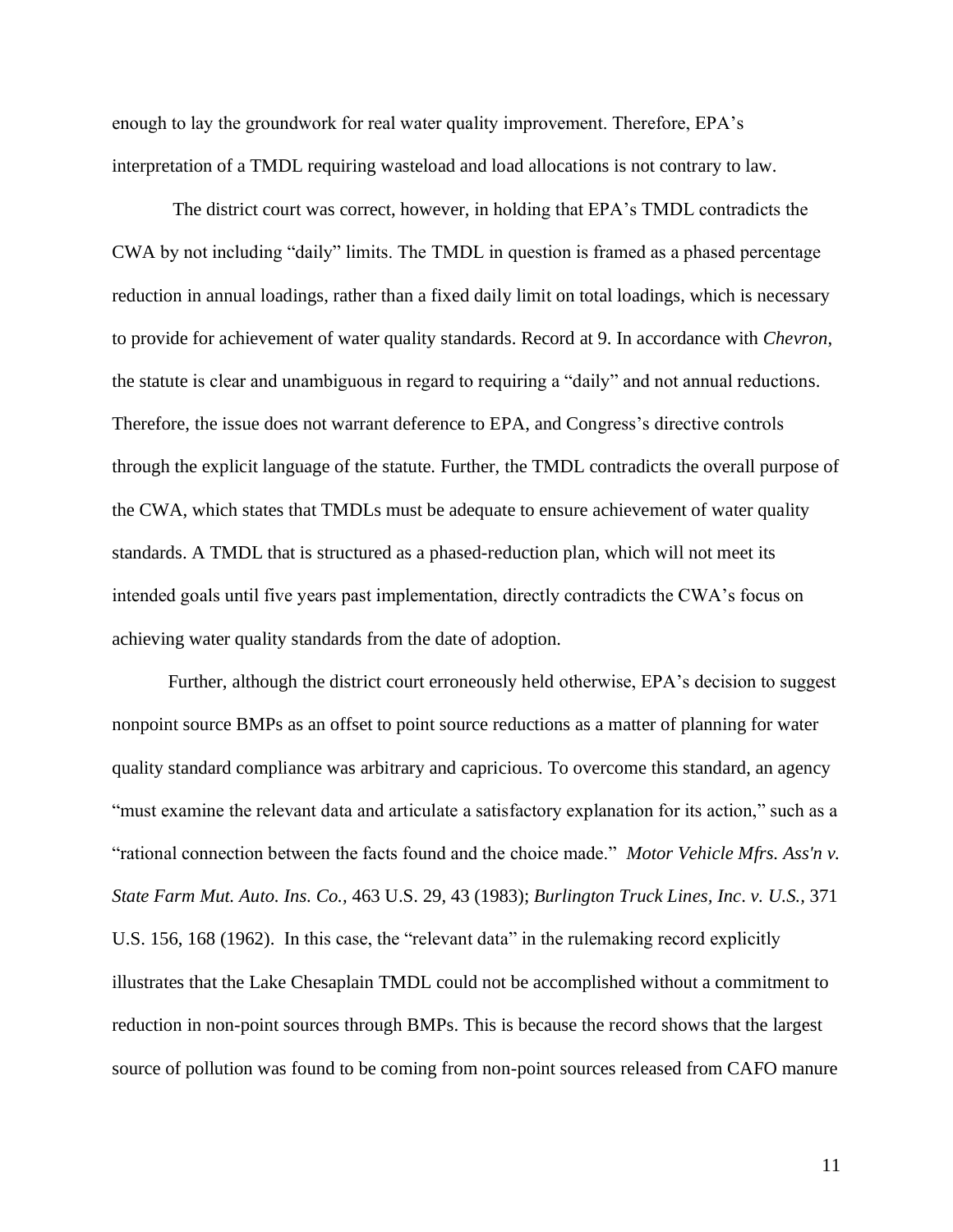enough to lay the groundwork for real water quality improvement. Therefore, EPA's interpretation of a TMDL requiring wasteload and load allocations is not contrary to law.

The district court was correct, however, in holding that EPA's TMDL contradicts the CWA by not including "daily" limits. The TMDL in question is framed as a phased percentage reduction in annual loadings, rather than a fixed daily limit on total loadings, which is necessary to provide for achievement of water quality standards. Record at 9. In accordance with *Chevron*, the statute is clear and unambiguous in regard to requiring a "daily" and not annual reductions. Therefore, the issue does not warrant deference to EPA, and Congress's directive controls through the explicit language of the statute. Further, the TMDL contradicts the overall purpose of the CWA, which states that TMDLs must be adequate to ensure achievement of water quality standards. A TMDL that is structured as a phased-reduction plan, which will not meet its intended goals until five years past implementation, directly contradicts the CWA's focus on achieving water quality standards from the date of adoption.

Further, although the district court erroneously held otherwise, EPA's decision to suggest nonpoint source BMPs as an offset to point source reductions as a matter of planning for water quality standard compliance was arbitrary and capricious. To overcome this standard, an agency "must examine the relevant data and articulate a satisfactory explanation for its action," such as a "rational connection between the facts found and the choice made." *Motor Vehicle Mfrs. Ass'n v. State Farm Mut. Auto. Ins. Co.,* 463 U.S. 29, 43 (1983); *Burlington Truck Lines, Inc. v. U.S.,* 371 U.S. 156, 168 (1962). In this case, the "relevant data" in the rulemaking record explicitly illustrates that the Lake Chesaplain TMDL could not be accomplished without a commitment to reduction in non-point sources through BMPs. This is because the record shows that the largest source of pollution was found to be coming from non-point sources released from CAFO manure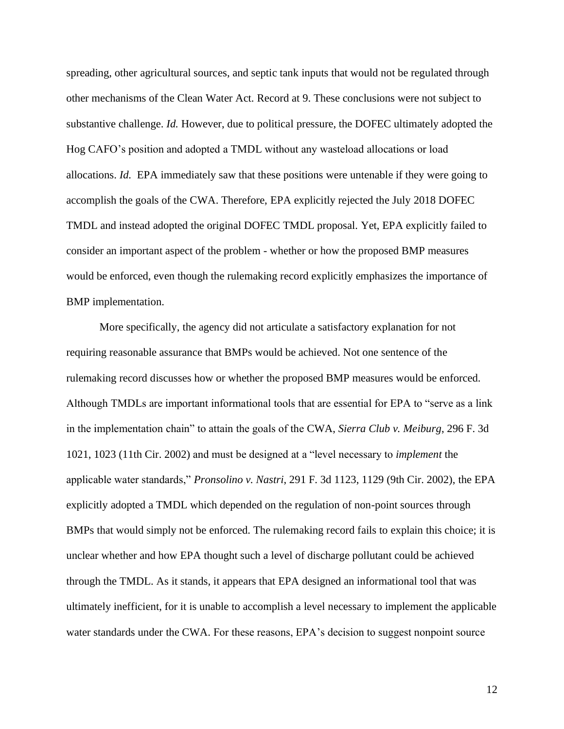spreading, other agricultural sources, and septic tank inputs that would not be regulated through other mechanisms of the Clean Water Act. Record at 9. These conclusions were not subject to substantive challenge. *Id.* However, due to political pressure, the DOFEC ultimately adopted the Hog CAFO's position and adopted a TMDL without any wasteload allocations or load allocations. *Id.* EPA immediately saw that these positions were untenable if they were going to accomplish the goals of the CWA. Therefore, EPA explicitly rejected the July 2018 DOFEC TMDL and instead adopted the original DOFEC TMDL proposal. Yet, EPA explicitly failed to consider an important aspect of the problem - whether or how the proposed BMP measures would be enforced, even though the rulemaking record explicitly emphasizes the importance of BMP implementation.

More specifically, the agency did not articulate a satisfactory explanation for not requiring reasonable assurance that BMPs would be achieved. Not one sentence of the rulemaking record discusses how or whether the proposed BMP measures would be enforced. Although TMDLs are important informational tools that are essential for EPA to "serve as a link in the implementation chain" to attain the goals of the CWA, *Sierra Club v. Meiburg*, 296 F. 3d 1021, 1023 (11th Cir. 2002) and must be designed at a "level necessary to *implement* the applicable water standards," *Pronsolino v. Nastri*, 291 F. 3d 1123, 1129 (9th Cir. 2002), the EPA explicitly adopted a TMDL which depended on the regulation of non-point sources through BMPs that would simply not be enforced. The rulemaking record fails to explain this choice; it is unclear whether and how EPA thought such a level of discharge pollutant could be achieved through the TMDL. As it stands, it appears that EPA designed an informational tool that was ultimately inefficient, for it is unable to accomplish a level necessary to implement the applicable water standards under the CWA. For these reasons, EPA's decision to suggest nonpoint source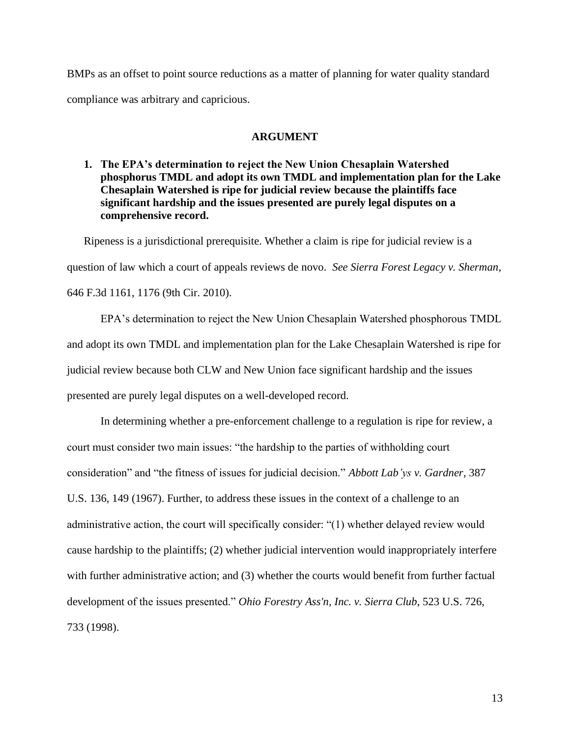BMPs as an offset to point source reductions as a matter of planning for water quality standard compliance was arbitrary and capricious.

## ARGUMENT

**1. The EPA's determination to reject the New Union Chesaplain Watershed phosphorus TMDL and adopt its own TMDL and implementation plan for the Lake Chesaplain Watershed is ripe for judicial review because the plaintiffs face significant hardship and the issues presented are purely legal disputes on a comprehensive record.**

Ripeness is a jurisdictional prerequisite. Whether a claim is ripe for judicial review is a question of law which a court of appeals reviews de novo. *See Sierra Forest Legacy v. Sherman*, 646 F.3d 1161, 1176 (9th Cir. 2010).

EPA's determination to reject the New Union Chesaplain Watershed phosphorous TMDL and adopt its own TMDL and implementation plan for the Lake Chesaplain Watershed is ripe for judicial review because both CLW and New Union face significant hardship and the issues presented are purely legal disputes on a well-developed record.

In determining whether a pre-enforcement challenge to a regulation is ripe for review, a court must consider two main issues: "the hardship to the parties of withholding court consideration" and "the fitness of issues for judicial decision." *Abbott Lab'ys v. Gardner*, 387 U.S. 136, 149 (1967). Further, to address these issues in the context of a challenge to an administrative action, the court will specifically consider: "(1) whether delayed review would cause hardship to the plaintiffs; (2) whether judicial intervention would inappropriately interfere with further administrative action; and (3) whether the courts would benefit from further factual development of the issues presented." *Ohio Forestry Ass'n, Inc. v. Sierra Club*, 523 U.S. 726, 733 (1998).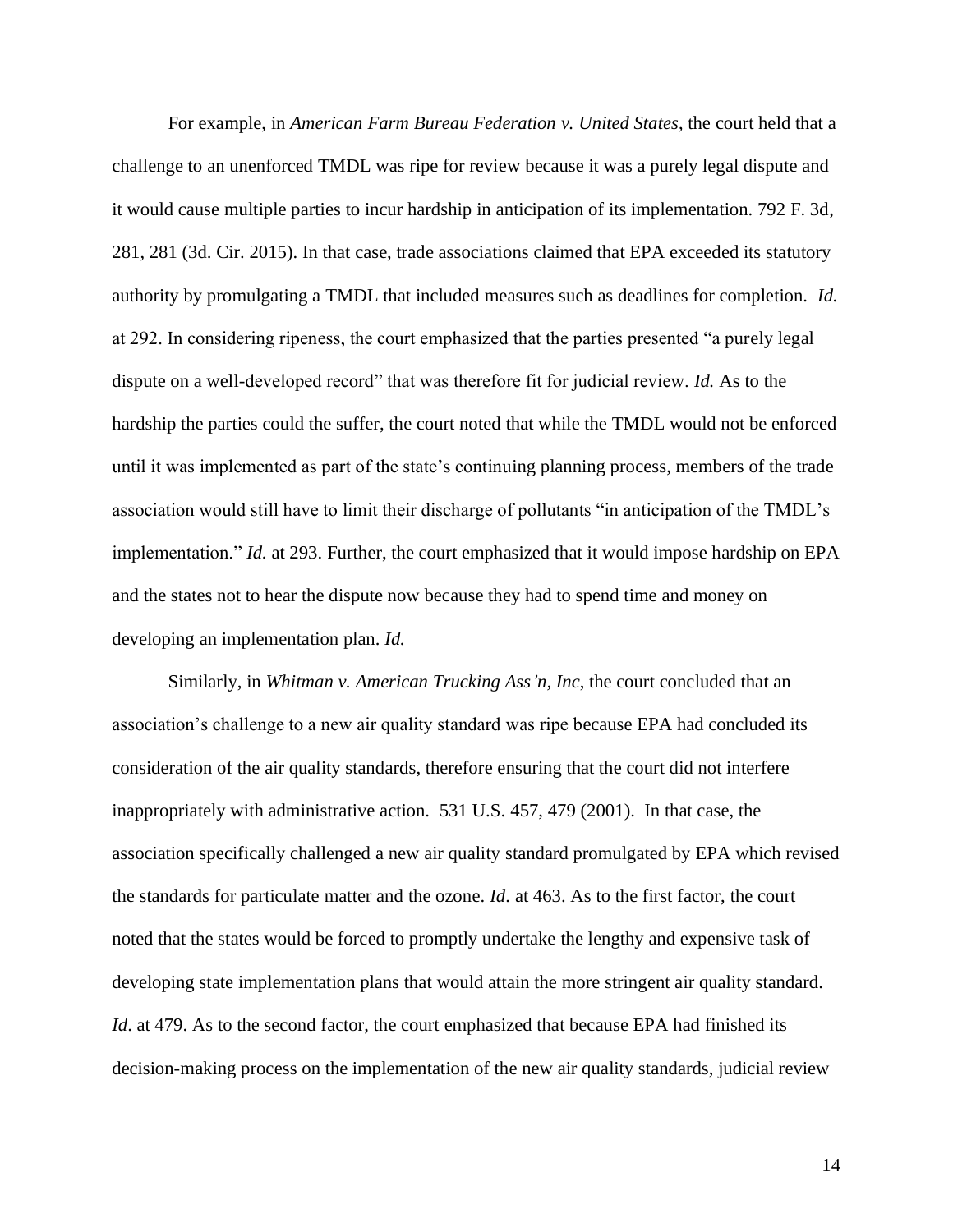For example, in *American Farm Bureau Federation v. United States*, the court held that a challenge to an unenforced TMDL was ripe for review because it was a purely legal dispute and it would cause multiple parties to incur hardship in anticipation of its implementation. 792 F. 3d, 281, 281 (3d. Cir. 2015). In that case, trade associations claimed that EPA exceeded its statutory authority by promulgating a TMDL that included measures such as deadlines for completion. *Id.* at 292. In considering ripeness, the court emphasized that the parties presented "a purely legal dispute on a well-developed record" that was therefore fit for judicial review. *Id.* As to the hardship the parties could the suffer, the court noted that while the TMDL would not be enforced until it was implemented as part of the state's continuing planning process, members of the trade association would still have to limit their discharge of pollutants "in anticipation of the TMDL's implementation." *Id.* at 293. Further, the court emphasized that it would impose hardship on EPA and the states not to hear the dispute now because they had to spend time and money on developing an implementation plan. *Id.*

Similarly, in *Whitman v. American Trucking Ass'n, Inc*, the court concluded that an association's challenge to a new air quality standard was ripe because EPA had concluded its consideration of the air quality standards, therefore ensuring that the court did not interfere inappropriately with administrative action. 531 U.S. 457, 479 (2001). In that case, the association specifically challenged a new air quality standard promulgated by EPA which revised the standards for particulate matter and the ozone. *Id*. at 463. As to the first factor, the court noted that the states would be forced to promptly undertake the lengthy and expensive task of developing state implementation plans that would attain the more stringent air quality standard. *Id*. at 479. As to the second factor, the court emphasized that because EPA had finished its decision-making process on the implementation of the new air quality standards, judicial review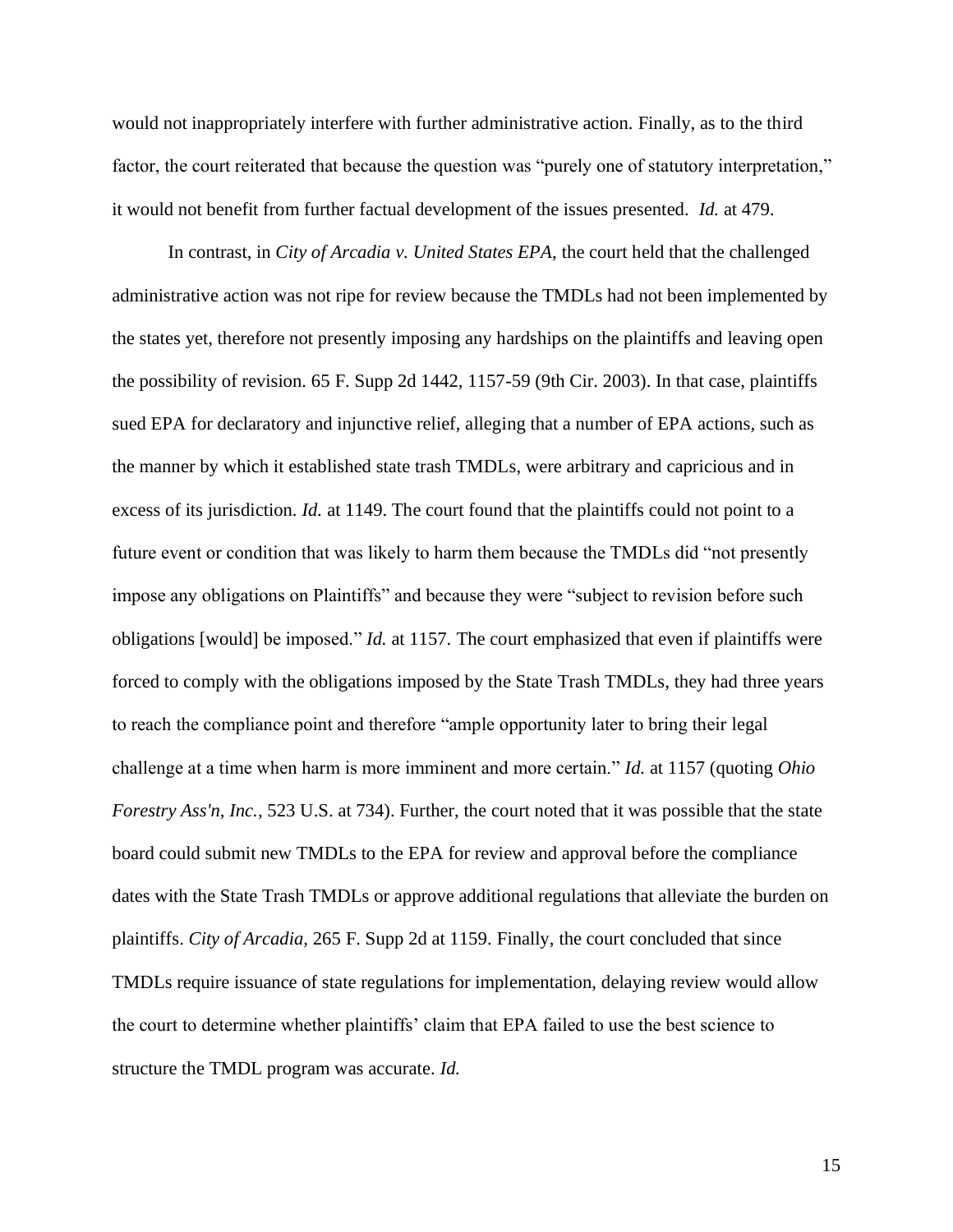would not inappropriately interfere with further administrative action. Finally, as to the third factor, the court reiterated that because the question was "purely one of statutory interpretation," it would not benefit from further factual development of the issues presented. *Id.* at 479.

In contrast, in *City of Arcadia v. United States EPA*, the court held that the challenged administrative action was not ripe for review because the TMDLs had not been implemented by the states yet, therefore not presently imposing any hardships on the plaintiffs and leaving open the possibility of revision. 65 F. Supp 2d 1442, 1157-59 (9th Cir. 2003). In that case, plaintiffs sued EPA for declaratory and injunctive relief, alleging that a number of EPA actions, such as the manner by which it established state trash TMDLs, were arbitrary and capricious and in excess of its jurisdiction. *Id.* at 1149. The court found that the plaintiffs could not point to a future event or condition that was likely to harm them because the TMDLs did "not presently impose any obligations on Plaintiffs" and because they were "subject to revision before such obligations [would] be imposed." *Id.* at 1157. The court emphasized that even if plaintiffs were forced to comply with the obligations imposed by the State Trash TMDLs, they had three years to reach the compliance point and therefore "ample opportunity later to bring their legal challenge at a time when harm is more imminent and more certain." *Id.* at 1157 (quoting *Ohio Forestry Ass'n, Inc.*, 523 U.S. at 734). Further, the court noted that it was possible that the state board could submit new TMDLs to the EPA for review and approval before the compliance dates with the State Trash TMDLs or approve additional regulations that alleviate the burden on plaintiffs. *City of Arcadia*, 265 F. Supp 2d at 1159. Finally, the court concluded that since TMDLs require issuance of state regulations for implementation, delaying review would allow the court to determine whether plaintiffs' claim that EPA failed to use the best science to structure the TMDL program was accurate. *Id.*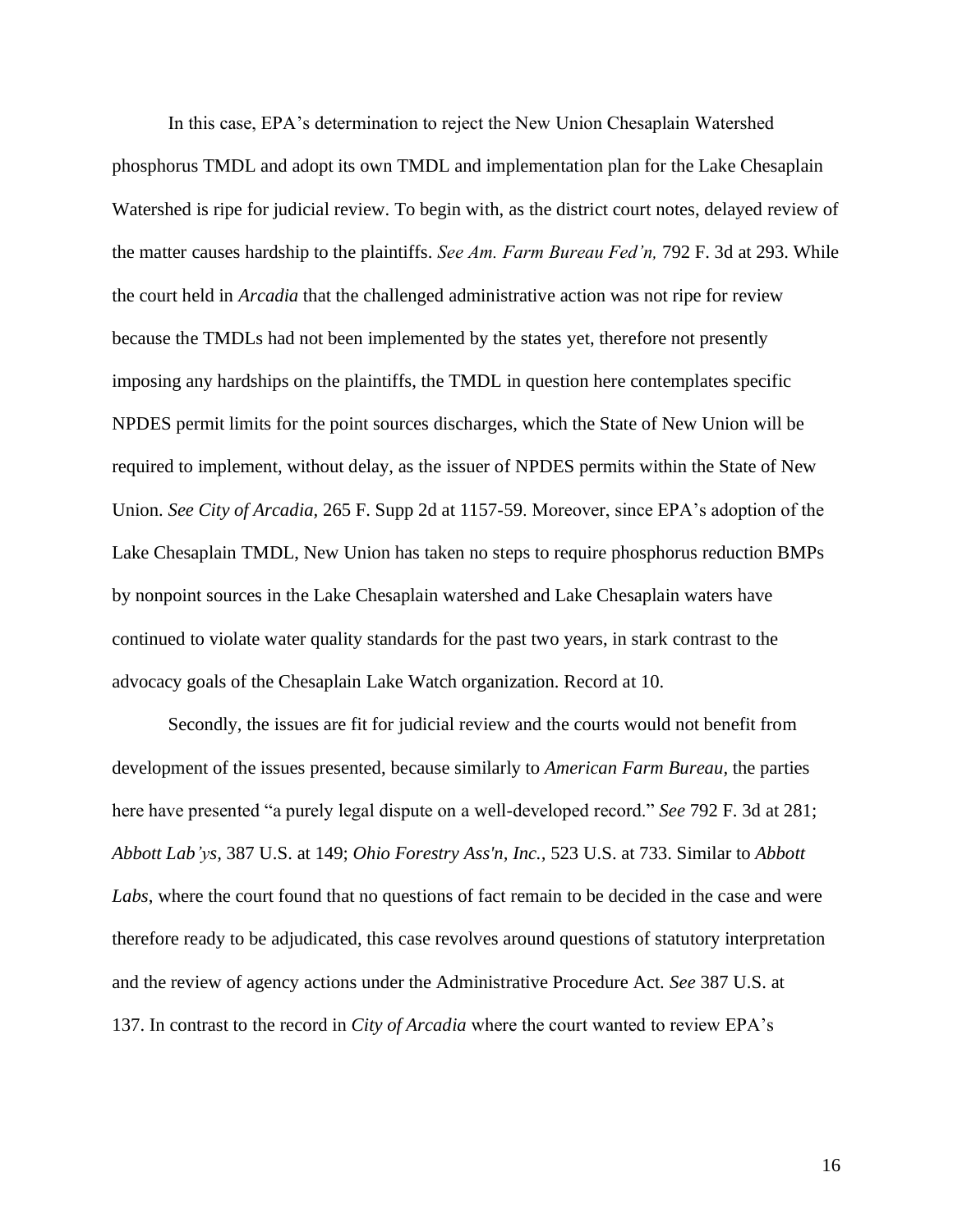In this case, EPA's determination to reject the New Union Chesaplain Watershed phosphorus TMDL and adopt its own TMDL and implementation plan for the Lake Chesaplain Watershed is ripe for judicial review. To begin with, as the district court notes, delayed review of the matter causes hardship to the plaintiffs. *See Am. Farm Bureau Fed'n,* 792 F. 3d at 293. While the court held in *Arcadia* that the challenged administrative action was not ripe for review because the TMDLs had not been implemented by the states yet, therefore not presently imposing any hardships on the plaintiffs, the TMDL in question here contemplates specific NPDES permit limits for the point sources discharges, which the State of New Union will be required to implement, without delay, as the issuer of NPDES permits within the State of New Union. *See City of Arcadia,* 265 F. Supp 2d at 1157-59. Moreover, since EPA's adoption of the Lake Chesaplain TMDL, New Union has taken no steps to require phosphorus reduction BMPs by nonpoint sources in the Lake Chesaplain watershed and Lake Chesaplain waters have continued to violate water quality standards for the past two years, in stark contrast to the advocacy goals of the Chesaplain Lake Watch organization. Record at 10.

Secondly, the issues are fit for judicial review and the courts would not benefit from development of the issues presented, because similarly to *American Farm Bureau*, the parties here have presented "a purely legal dispute on a well-developed record." *See* 792 F. 3d at 281; *Abbott Lab'ys*, 387 U.S. at 149; *Ohio Forestry Ass'n, Inc.,* 523 U.S. at 733. Similar to *Abbott Labs*, where the court found that no questions of fact remain to be decided in the case and were therefore ready to be adjudicated, this case revolves around questions of statutory interpretation and the review of agency actions under the Administrative Procedure Act. *See* 387 U.S. at 137. In contrast to the record in *City of Arcadia* where the court wanted to review EPA's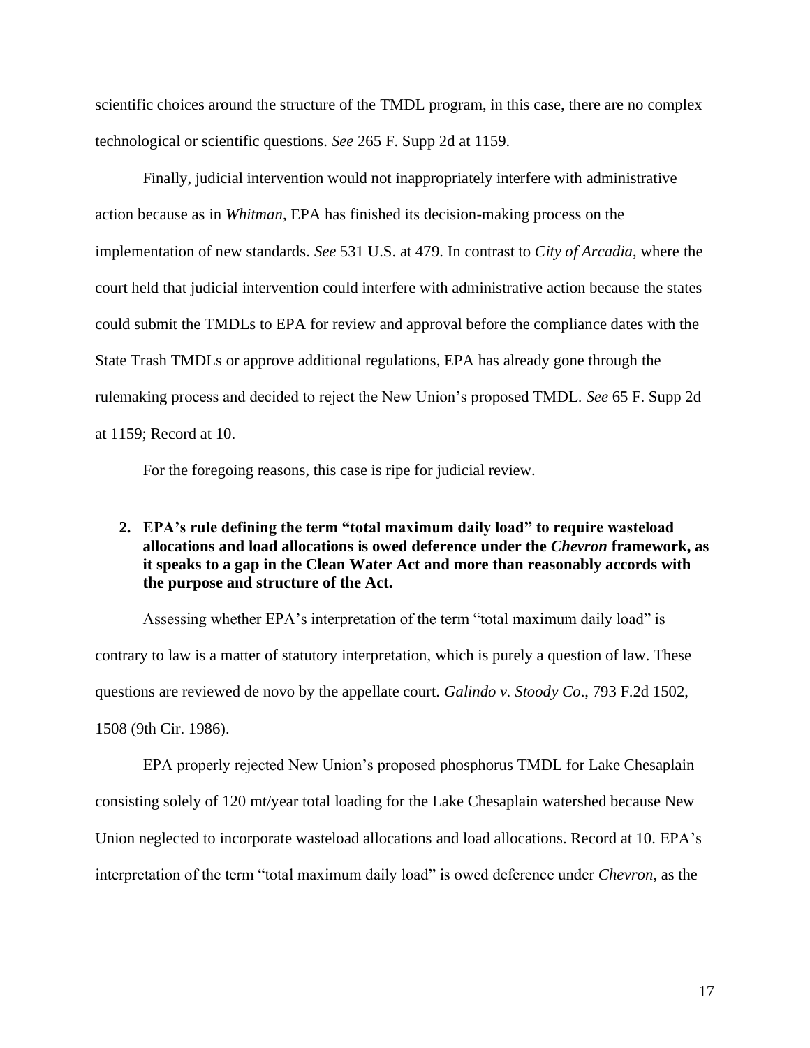scientific choices around the structure of the TMDL program, in this case, there are no complex technological or scientific questions. *See* 265 F. Supp 2d at 1159.

Finally, judicial intervention would not inappropriately interfere with administrative action because as in *Whitman*, EPA has finished its decision-making process on the implementation of new standards. *See* 531 U.S. at 479. In contrast to *City of Arcadia*, where the court held that judicial intervention could interfere with administrative action because the states could submit the TMDLs to EPA for review and approval before the compliance dates with the State Trash TMDLs or approve additional regulations, EPA has already gone through the rulemaking process and decided to reject the New Union's proposed TMDL. *See* 65 F. Supp 2d at 1159; Record at 10.

For the foregoing reasons, this case is ripe for judicial review.

### 2. EPA's rule defining the term "total maximum daily load" to require wasteload allocations and load allocations is owed deference under the *Chevron* framework, as it speaks to a gap in the Clean Water Act and more than reasonably accords with the purpose and structure of the Act.

Assessing whether EPA's interpretation of the term "total maximum daily load" is contrary to law is a matter of statutory interpretation, which is purely a question of law. These questions are reviewed de novo by the appellate court. *Galindo v. Stoody Co*., 793 F.2d 1502, 1508 (9th Cir. 1986).

EPA properly rejected New Union's proposed phosphorus TMDL for Lake Chesaplain consisting solely of 120 mt/year total loading for the Lake Chesaplain watershed because New Union neglected to incorporate wasteload allocations and load allocations. Record at 10. EPA's interpretation of the term "total maximum daily load" is owed deference under *Chevron*, as the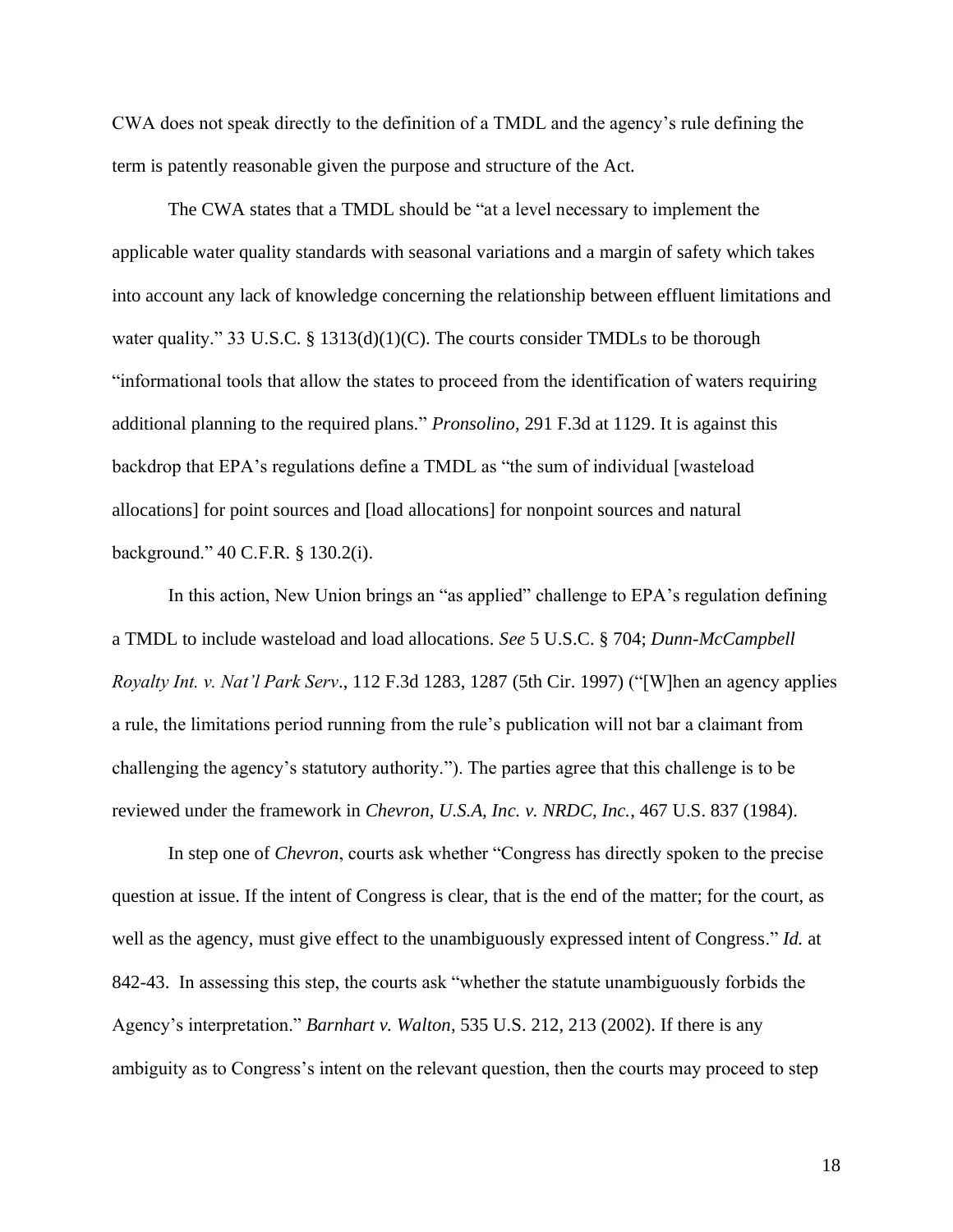CWA does not speak directly to the definition of a TMDL and the agency's rule defining the term is patently reasonable given the purpose and structure of the Act.

The CWA states that a TMDL should be "at a level necessary to implement the applicable water quality standards with seasonal variations and a margin of safety which takes into account any lack of knowledge concerning the relationship between effluent limitations and water quality." 33 U.S.C. § 1313(d)(1)(C). The courts consider TMDLs to be thorough "informational tools that allow the states to proceed from the identification of waters requiring additional planning to the required plans." *Pronsolino,* 291 F.3d at 1129. It is against this backdrop that EPA's regulations define a TMDL as "the sum of individual [wasteload allocations] for point sources and [load allocations] for nonpoint sources and natural background." 40 C.F.R. § 130.2(i).

In this action, New Union brings an "as applied" challenge to EPA's regulation defining a TMDL to include wasteload and load allocations. *See* 5 U.S.C. § 704; *Dunn-McCampbell Royalty Int. v. Nat'l Park Serv*., 112 F.3d 1283, 1287 (5th Cir. 1997) ("[W]hen an agency applies a rule, the limitations period running from the rule's publication will not bar a claimant from challenging the agency's statutory authority."). The parties agree that this challenge is to be reviewed under the framework in *Chevron, U.S.A, Inc. v. NRDC, Inc.*, 467 U.S. 837 (1984).

In step one of *Chevron*, courts ask whether "Congress has directly spoken to the precise question at issue. If the intent of Congress is clear, that is the end of the matter; for the court, as well as the agency, must give effect to the unambiguously expressed intent of Congress." *Id.* at 842-43. In assessing this step, the courts ask "whether the statute unambiguously forbids the Agency's interpretation." *Barnhart v. Walton*, 535 U.S. 212, 213 (2002). If there is any ambiguity as to Congress's intent on the relevant question, then the courts may proceed to step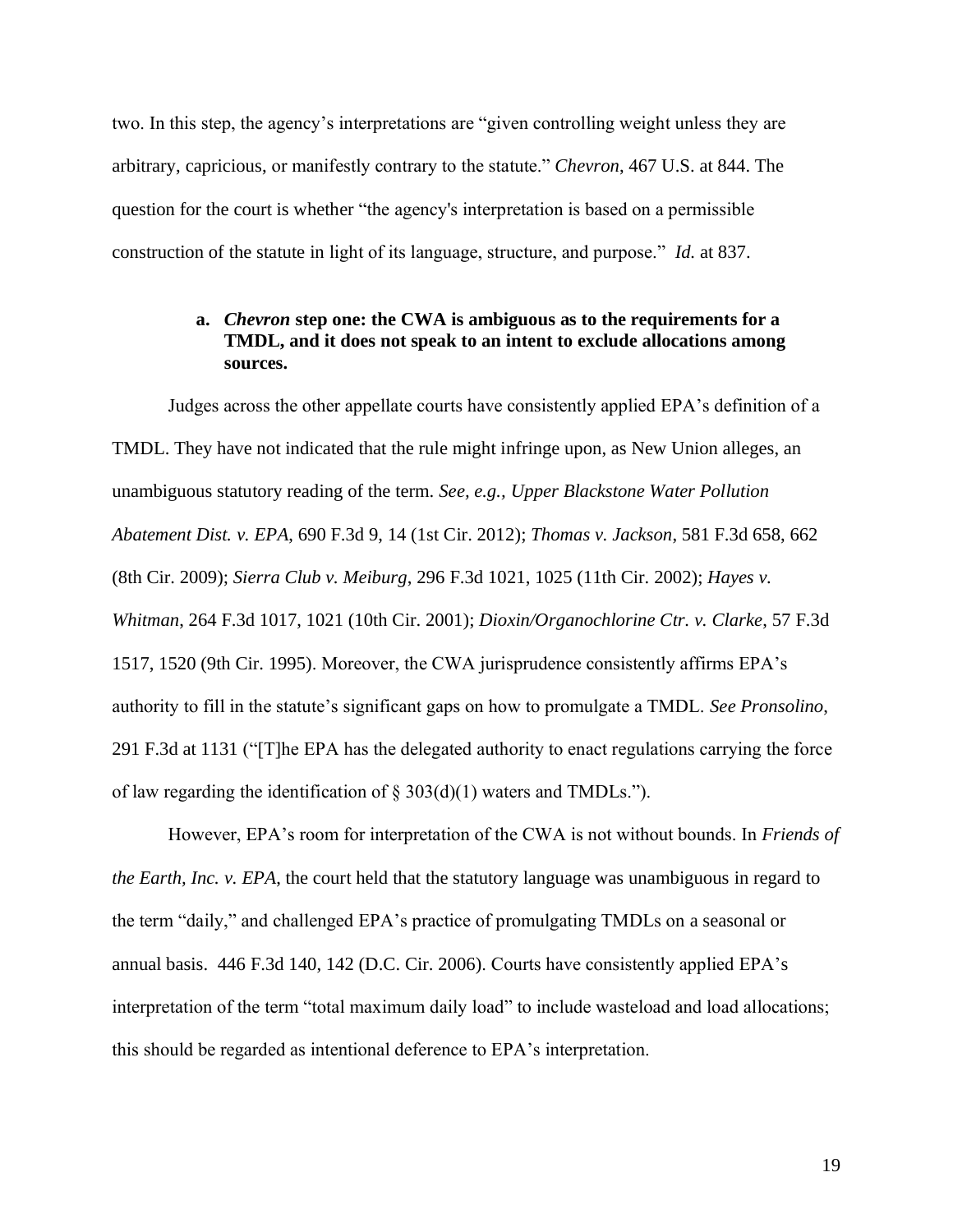two. In this step, the agency's interpretations are "given controlling weight unless they are arbitrary, capricious, or manifestly contrary to the statute." *Chevron*, 467 U.S. at 844. The question for the court is whether "the agency's interpretation is based on a permissible construction of the statute in light of its language, structure, and purpose." *Id.* at 837.

#### a. *Chevron* step one: the CWA is ambiguous as to the requirements for a TMDL, and it does not speak to an intent to exclude allocations among sources.

Judges across the other appellate courts have consistently applied EPA's definition of a TMDL. They have not indicated that the rule might infringe upon, as New Union alleges, an unambiguous statutory reading of the term. *See, e.g., Upper Blackstone Water Pollution Abatement Dist. v. EPA*, 690 F.3d 9, 14 (1st Cir. 2012); *Thomas v. Jackson*, 581 F.3d 658, 662 (8th Cir. 2009); *Sierra Club v. Meiburg*, 296 F.3d 1021, 1025 (11th Cir. 2002); *Hayes v. Whitman*, 264 F.3d 1017, 1021 (10th Cir. 2001); *Dioxin/Organochlorine Ctr. v. Clarke*, 57 F.3d 1517, 1520 (9th Cir. 1995). Moreover, the CWA jurisprudence consistently affirms EPA's authority to fill in the statute's significant gaps on how to promulgate a TMDL. *See Pronsolino*, 291 F.3d at 1131 ("[T]he EPA has the delegated authority to enact regulations carrying the force of law regarding the identification of § 303(d)(1) waters and TMDLs.").

However, EPA's room for interpretation of the CWA is not without bounds. In *Friends of the Earth, Inc. v. EPA*, the court held that the statutory language was unambiguous in regard to the term "daily," and challenged EPA's practice of promulgating TMDLs on a seasonal or annual basis. 446 F.3d 140, 142 (D.C. Cir. 2006). Courts have consistently applied EPA's interpretation of the term "total maximum daily load" to include wasteload and load allocations; this should be regarded as intentional deference to EPA's interpretation.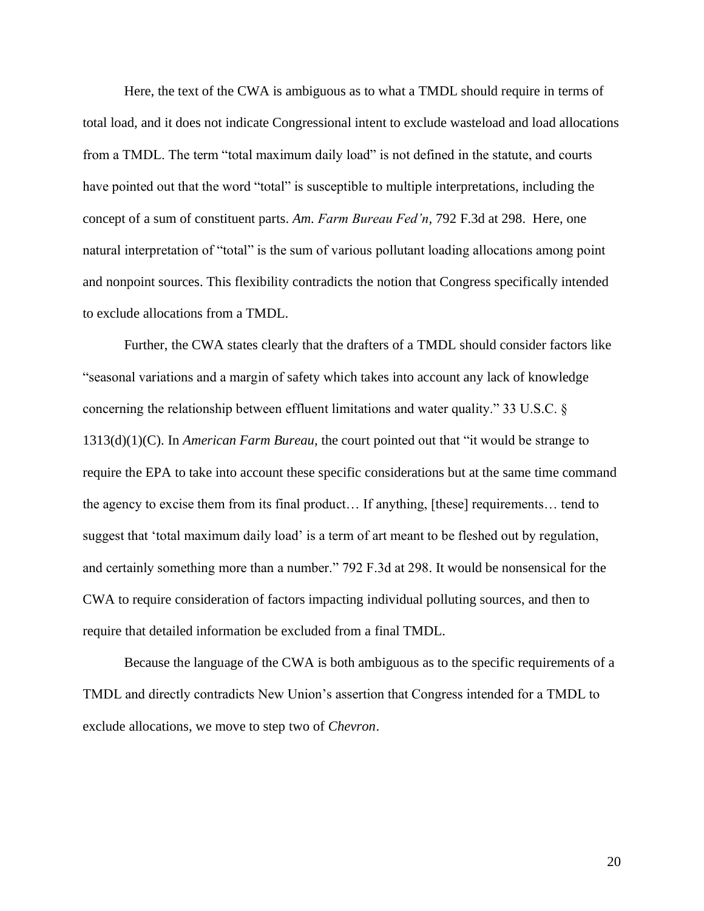Here, the text of the CWA is ambiguous as to what a TMDL should require in terms of total load, and it does not indicate Congressional intent to exclude wasteload and load allocations from a TMDL. The term "total maximum daily load" is not defined in the statute, and courts have pointed out that the word "total" is susceptible to multiple interpretations, including the concept of a sum of constituent parts. *Am. Farm Bureau Fed'n,* 792 F.3d at 298. Here, one natural interpretation of "total" is the sum of various pollutant loading allocations among point and nonpoint sources. This flexibility contradicts the notion that Congress specifically intended to exclude allocations from a TMDL.

Further, the CWA states clearly that the drafters of a TMDL should consider factors like "seasonal variations and a margin of safety which takes into account any lack of knowledge concerning the relationship between effluent limitations and water quality." 33 U.S.C. § 1313(d)(1)(C). In *American Farm Bureau*, the court pointed out that "it would be strange to require the EPA to take into account these specific considerations but at the same time command the agency to excise them from its final product… If anything, [these] requirements… tend to suggest that 'total maximum daily load' is a term of art meant to be fleshed out by regulation, and certainly something more than a number." 792 F.3d at 298. It would be nonsensical for the CWA to require consideration of factors impacting individual polluting sources, and then to require that detailed information be excluded from a final TMDL.

Because the language of the CWA is both ambiguous as to the specific requirements of a TMDL and directly contradicts New Union's assertion that Congress intended for a TMDL to exclude allocations, we move to step two of *Chevron*.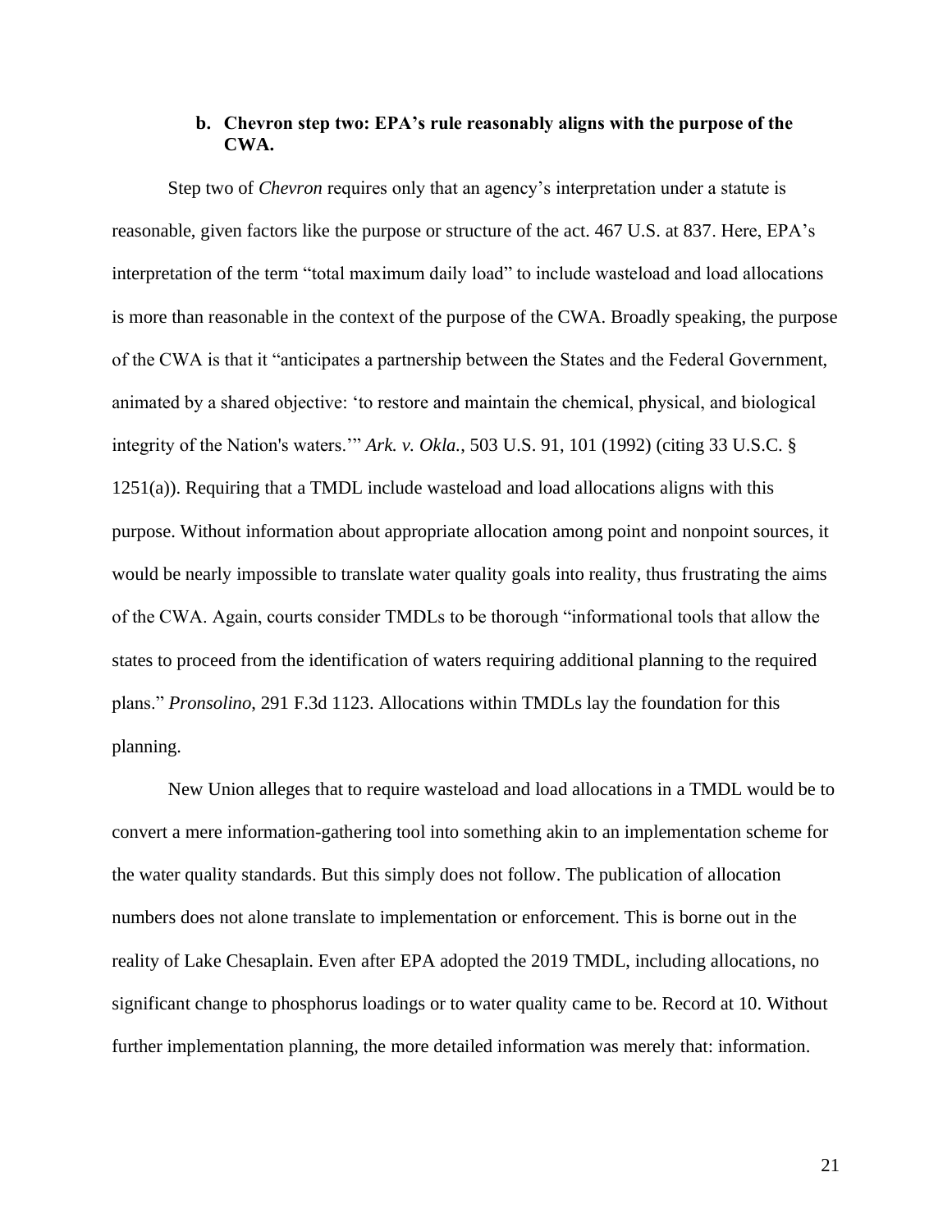### b. Chevron step two: EPA's rule reasonably aligns with the purpose of the CWA.

Step two of *Chevron* requires only that an agency's interpretation under a statute is reasonable, given factors like the purpose or structure of the act. 467 U.S. at 837. Here, EPA's interpretation of the term "total maximum daily load" to include wasteload and load allocations is more than reasonable in the context of the purpose of the CWA. Broadly speaking, the purpose of the CWA is that it "anticipates a partnership between the States and the Federal Government, animated by a shared objective: 'to restore and maintain the chemical, physical, and biological integrity of the Nation's waters.'" *Ark. v. Okla.*, 503 U.S. 91, 101 (1992) (citing 33 U.S.C. § 1251(a)). Requiring that a TMDL include wasteload and load allocations aligns with this purpose. Without information about appropriate allocation among point and nonpoint sources, it would be nearly impossible to translate water quality goals into reality, thus frustrating the aims of the CWA. Again, courts consider TMDLs to be thorough "informational tools that allow the states to proceed from the identification of waters requiring additional planning to the required plans." *Pronsolino*, 291 F.3d 1123. Allocations within TMDLs lay the foundation for this planning.

New Union alleges that to require wasteload and load allocations in a TMDL would be to convert a mere information-gathering tool into something akin to an implementation scheme for the water quality standards. But this simply does not follow. The publication of allocation numbers does not alone translate to implementation or enforcement. This is borne out in the reality of Lake Chesaplain. Even after EPA adopted the 2019 TMDL, including allocations, no significant change to phosphorus loadings or to water quality came to be. Record at 10. Without further implementation planning, the more detailed information was merely that: information.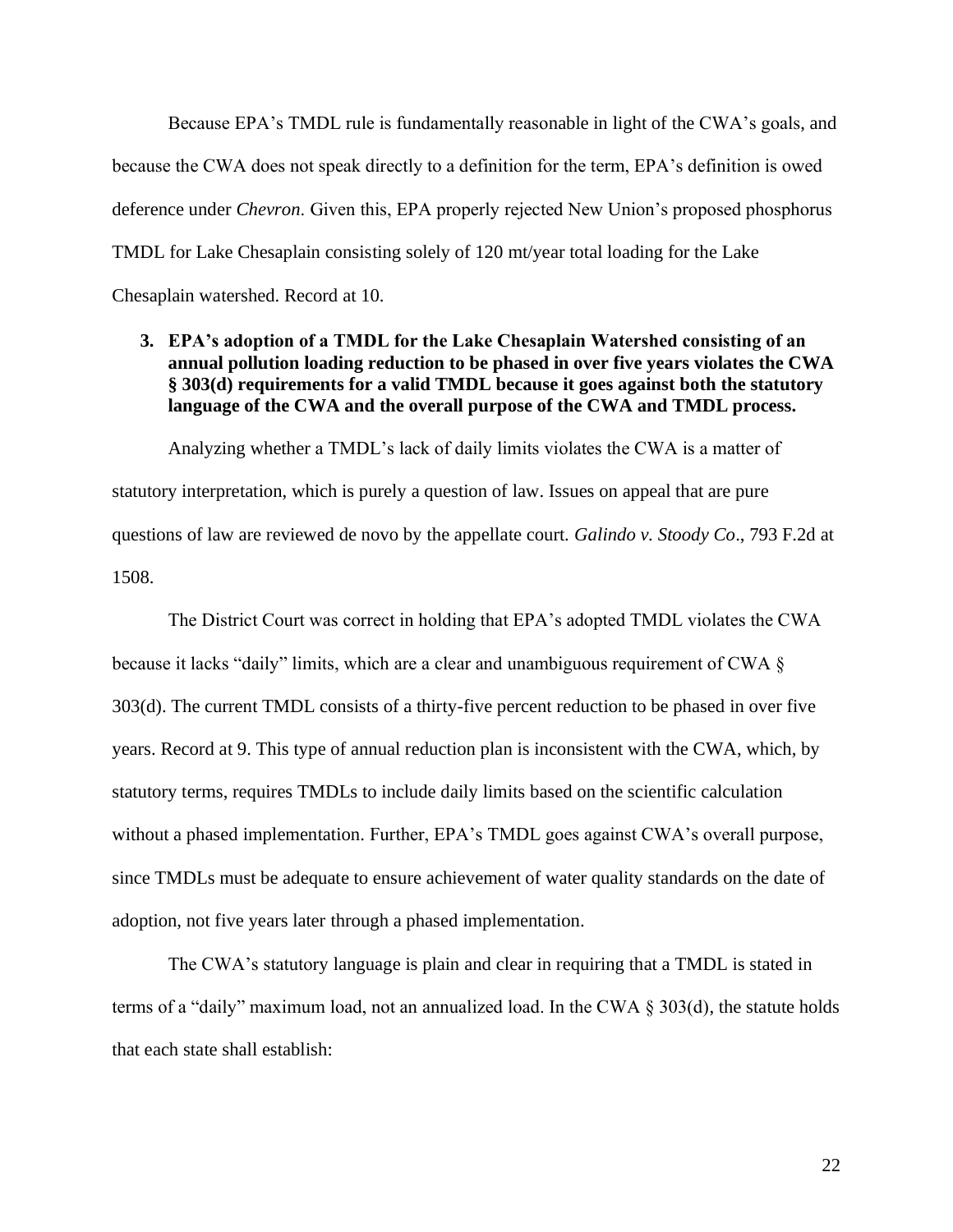Because EPA's TMDL rule is fundamentally reasonable in light of the CWA's goals, and because the CWA does not speak directly to a definition for the term, EPA's definition is owed deference under *Chevron.* Given this, EPA properly rejected New Union's proposed phosphorus TMDL for Lake Chesaplain consisting solely of 120 mt/year total loading for the Lake Chesaplain watershed. Record at 10.

### 3. EPA's adoption of a TMDL for the Lake Chesaplain Watershed consisting of an annual pollution loading reduction to be phased in over five years violates the CWA § 303(d) requirements for a valid TMDL because it goes against both the statutory language of the CWA and the overall purpose of the CWA and TMDL process.

Analyzing whether a TMDL's lack of daily limits violates the CWA is a matter of statutory interpretation, which is purely a question of law. Issues on appeal that are pure questions of law are reviewed de novo by the appellate court. *Galindo v. Stoody Co*., 793 F.2d at 1508.

The District Court was correct in holding that EPA's adopted TMDL violates the CWA because it lacks "daily" limits, which are a clear and unambiguous requirement of CWA § 303(d). The current TMDL consists of a thirty-five percent reduction to be phased in over five years. Record at 9. This type of annual reduction plan is inconsistent with the CWA, which, by statutory terms, requires TMDLs to include daily limits based on the scientific calculation without a phased implementation. Further, EPA's TMDL goes against CWA's overall purpose, since TMDLs must be adequate to ensure achievement of water quality standards on the date of adoption, not five years later through a phased implementation.

The CWA's statutory language is plain and clear in requiring that a TMDL is stated in terms of a "daily" maximum load, not an annualized load. In the CWA § 303(d), the statute holds that each state shall establish: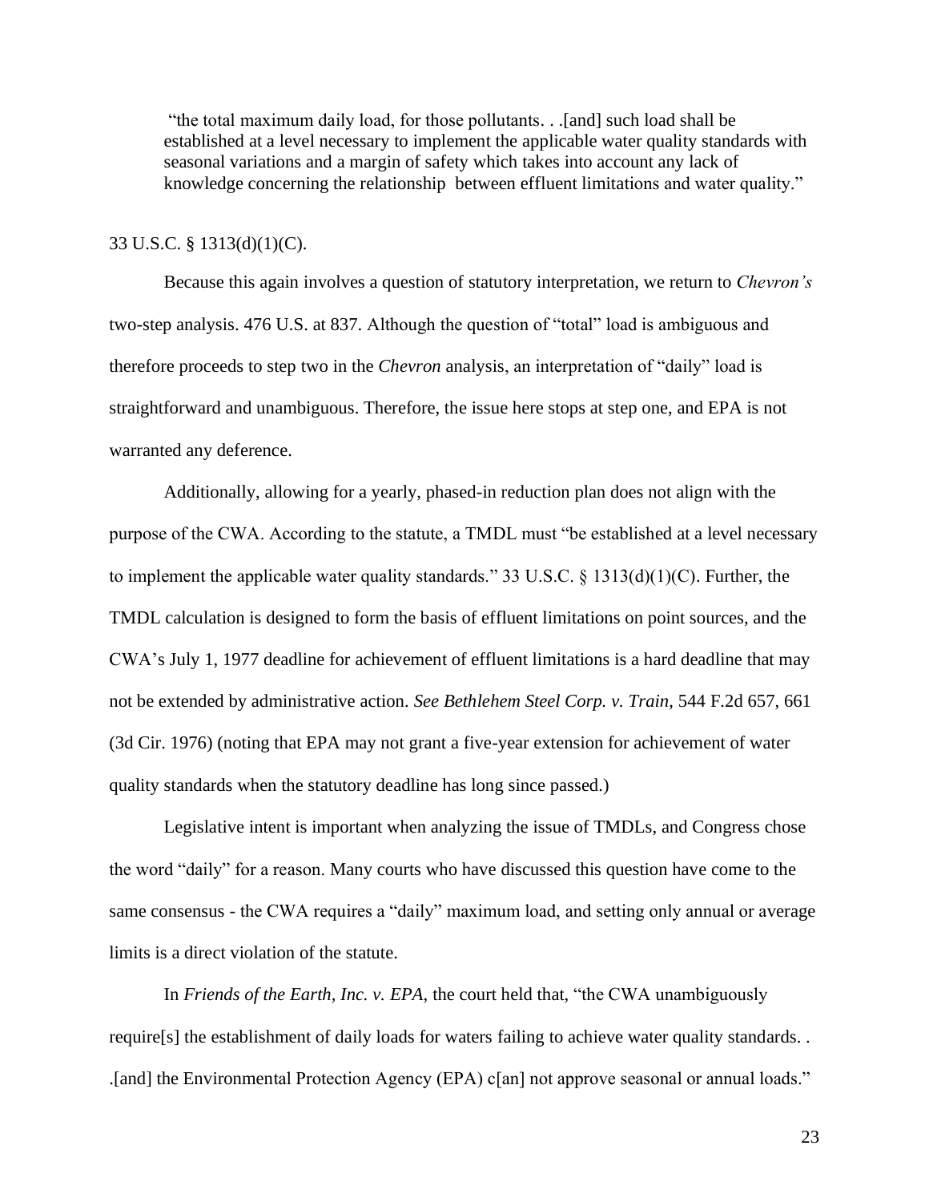> "the total maximum daily load, for those pollutants. . .[and] such load shall be established at a level necessary to implement the applicable water quality standards with seasonal variations and a margin of safety which takes into account any lack of knowledge concerning the relationship between effluent limitations and water quality."

33 U.S.C. § 1313(d)(1)(C).

Because this again involves a question of statutory interpretation, we return to *Chevron's* two-step analysis. 476 U.S. at 837. Although the question of "total" load is ambiguous and therefore proceeds to step two in the *Chevron* analysis, an interpretation of "daily" load is straightforward and unambiguous. Therefore, the issue here stops at step one, and EPA is not warranted any deference.

Additionally, allowing for a yearly, phased-in reduction plan does not align with the purpose of the CWA. According to the statute, a TMDL must "be established at a level necessary to implement the applicable water quality standards." 33 U.S.C. § 1313(d)(1)(C). Further, the TMDL calculation is designed to form the basis of effluent limitations on point sources, and the CWA's July 1, 1977 deadline for achievement of effluent limitations is a hard deadline that may not be extended by administrative action. *See Bethlehem Steel Corp. v. Train*, 544 F.2d 657, 661 (3d Cir. 1976) (noting that EPA may not grant a five-year extension for achievement of water quality standards when the statutory deadline has long since passed.)

Legislative intent is important when analyzing the issue of TMDLs, and Congress chose the word "daily" for a reason. Many courts who have discussed this question have come to the same consensus - the CWA requires a "daily" maximum load, and setting only annual or average limits is a direct violation of the statute.

In *Friends of the Earth, Inc. v. EPA*, the court held that, "the CWA unambiguously require[s] the establishment of daily loads for waters failing to achieve water quality standards. . .[and] the Environmental Protection Agency (EPA) c[an] not approve seasonal or annual loads."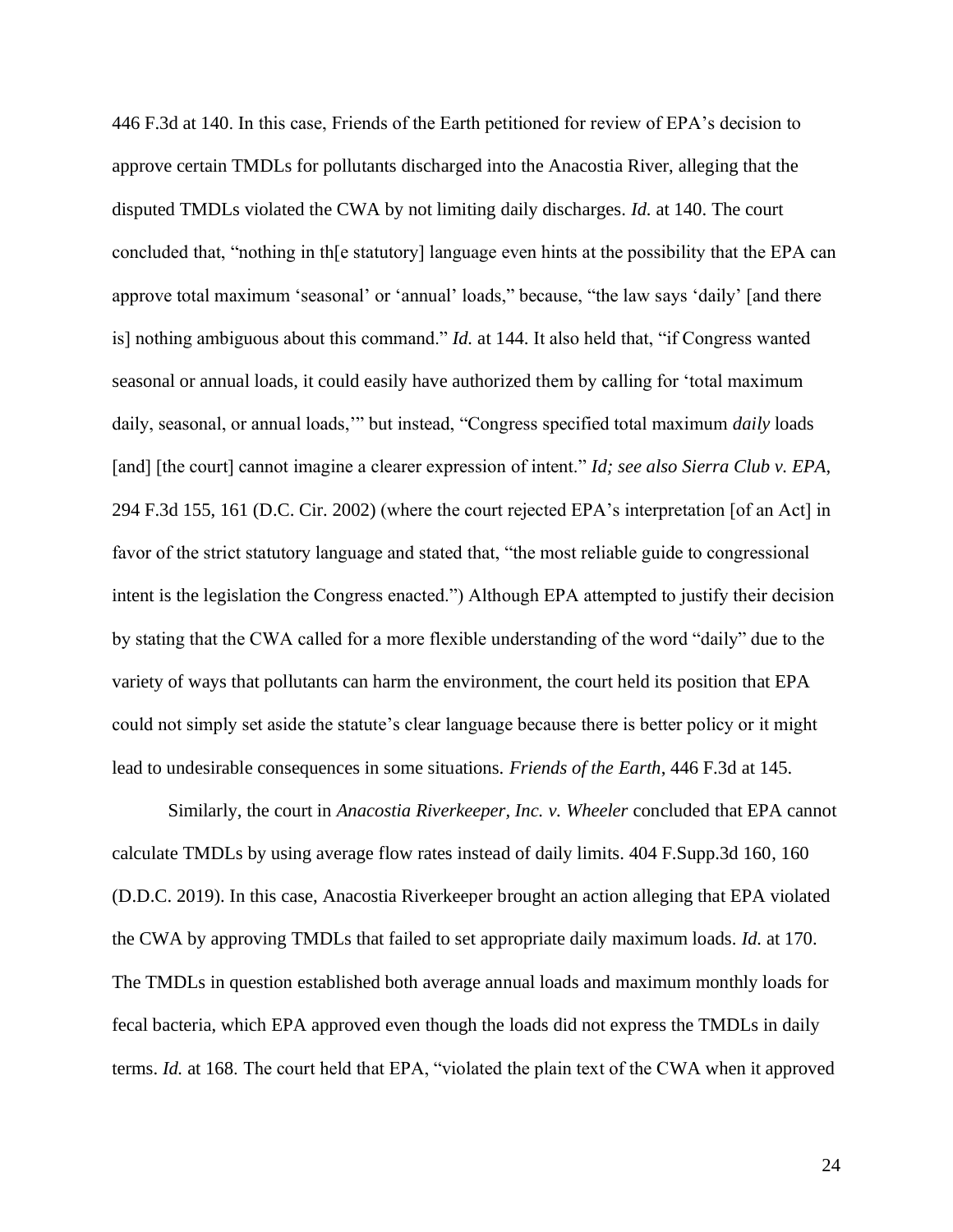446 F.3d at 140. In this case, Friends of the Earth petitioned for review of EPA's decision to approve certain TMDLs for pollutants discharged into the Anacostia River, alleging that the disputed TMDLs violated the CWA by not limiting daily discharges. *Id.* at 140. The court concluded that, "nothing in th[e statutory] language even hints at the possibility that the EPA can approve total maximum 'seasonal' or 'annual' loads," because, "the law says 'daily' [and there is] nothing ambiguous about this command." *Id.* at 144. It also held that, "if Congress wanted seasonal or annual loads, it could easily have authorized them by calling for 'total maximum daily, seasonal, or annual loads,'" but instead, "Congress specified total maximum *daily* loads [and] [the court] cannot imagine a clearer expression of intent." *Id; see also Sierra Club v. EPA,* 294 F.3d 155, 161 (D.C. Cir. 2002) (where the court rejected EPA's interpretation [of an Act] in favor of the strict statutory language and stated that, "the most reliable guide to congressional intent is the legislation the Congress enacted.") Although EPA attempted to justify their decision by stating that the CWA called for a more flexible understanding of the word "daily" due to the variety of ways that pollutants can harm the environment, the court held its position that EPA could not simply set aside the statute's clear language because there is better policy or it might lead to undesirable consequences in some situations. *Friends of the Earth*, 446 F.3d at 145.

Similarly, the court in *Anacostia Riverkeeper, Inc. v. Wheeler* concluded that EPA cannot calculate TMDLs by using average flow rates instead of daily limits. 404 F.Supp.3d 160, 160 (D.D.C. 2019). In this case, Anacostia Riverkeeper brought an action alleging that EPA violated the CWA by approving TMDLs that failed to set appropriate daily maximum loads. *Id.* at 170. The TMDLs in question established both average annual loads and maximum monthly loads for fecal bacteria, which EPA approved even though the loads did not express the TMDLs in daily terms. *Id.* at 168. The court held that EPA, "violated the plain text of the CWA when it approved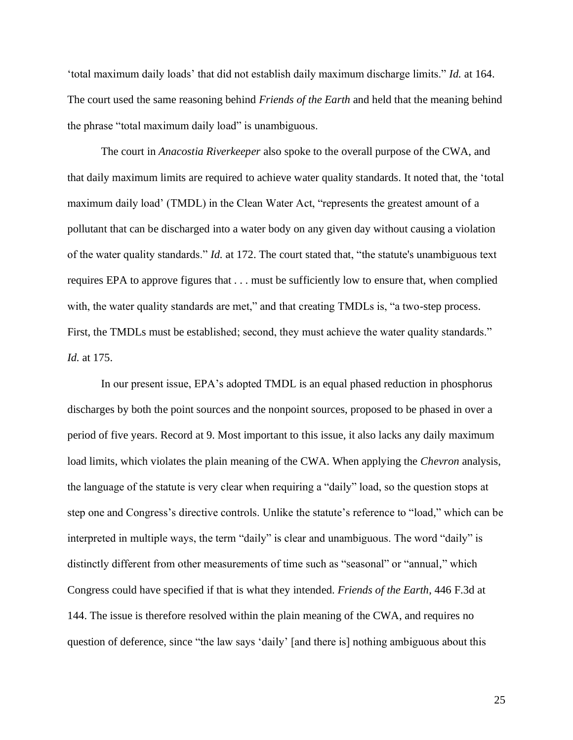‘total maximum daily loads’ that did not establish daily maximum discharge limits.” *Id.* at 164. The court used the same reasoning behind *Friends of the Earth* and held that the meaning behind the phrase “total maximum daily load” is unambiguous.

The court in *Anacostia Riverkeeper* also spoke to the overall purpose of the CWA, and that daily maximum limits are required to achieve water quality standards. It noted that, the ‘total maximum daily load’ (TMDL) in the Clean Water Act, “represents the greatest amount of a pollutant that can be discharged into a water body on any given day without causing a violation of the water quality standards.” *Id.* at 172. The court stated that, “the statute's unambiguous text requires EPA to approve figures that . . . must be sufficiently low to ensure that, when complied with, the water quality standards are met,” and that creating TMDLs is, “a two-step process. First, the TMDLs must be established; second, they must achieve the water quality standards.” *Id.* at 175.

In our present issue, EPA’s adopted TMDL is an equal phased reduction in phosphorus discharges by both the point sources and the nonpoint sources, proposed to be phased in over a period of five years. Record at 9. Most important to this issue, it also lacks any daily maximum load limits, which violates the plain meaning of the CWA. When applying the *Chevron* analysis, the language of the statute is very clear when requiring a “daily” load, so the question stops at step one and Congress’s directive controls. Unlike the statute’s reference to “load,” which can be interpreted in multiple ways, the term “daily” is clear and unambiguous. The word “daily” is distinctly different from other measurements of time such as “seasonal” or “annual,” which Congress could have specified if that is what they intended. *Friends of the Earth*, 446 F.3d at 144. The issue is therefore resolved within the plain meaning of the CWA, and requires no question of deference, since “the law says ‘daily’ [and there is] nothing ambiguous about this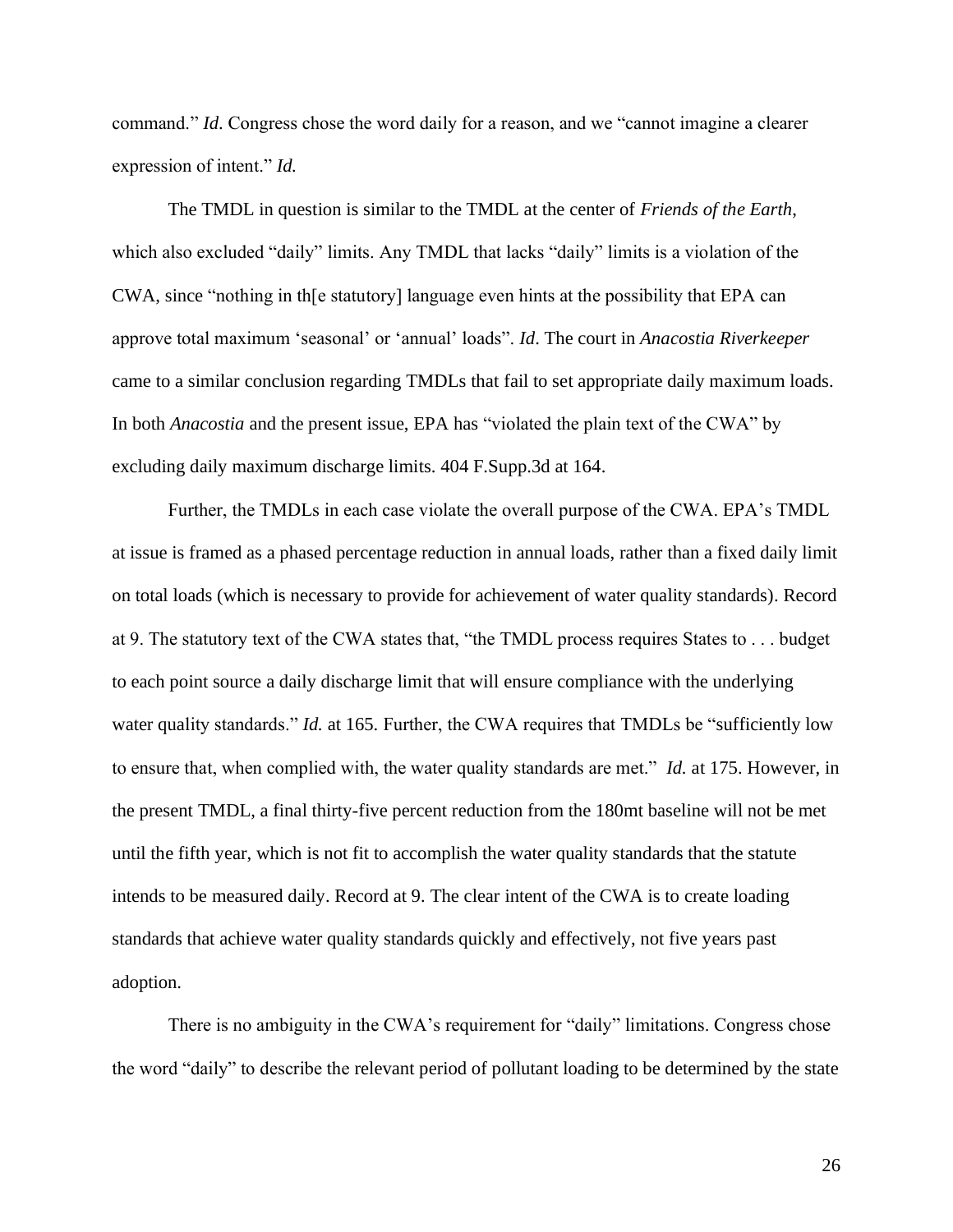command." *Id*. Congress chose the word daily for a reason, and we "cannot imagine a clearer expression of intent." *Id.*

The TMDL in question is similar to the TMDL at the center of *Friends of the Earth*, which also excluded "daily" limits. Any TMDL that lacks "daily" limits is a violation of the CWA, since "nothing in th[e statutory] language even hints at the possibility that EPA can approve total maximum 'seasonal' or 'annual' loads". *Id*. The court in *Anacostia Riverkeeper* came to a similar conclusion regarding TMDLs that fail to set appropriate daily maximum loads. In both *Anacostia* and the present issue, EPA has "violated the plain text of the CWA" by excluding daily maximum discharge limits. 404 F.Supp.3d at 164.

Further, the TMDLs in each case violate the overall purpose of the CWA. EPA's TMDL at issue is framed as a phased percentage reduction in annual loads, rather than a fixed daily limit on total loads (which is necessary to provide for achievement of water quality standards). Record at 9. The statutory text of the CWA states that, "the TMDL process requires States to . . . budget to each point source a daily discharge limit that will ensure compliance with the underlying water quality standards." *Id.* at 165. Further, the CWA requires that TMDLs be "sufficiently low to ensure that, when complied with, the water quality standards are met." *Id.* at 175. However, in the present TMDL, a final thirty-five percent reduction from the 180mt baseline will not be met until the fifth year, which is not fit to accomplish the water quality standards that the statute intends to be measured daily. Record at 9. The clear intent of the CWA is to create loading standards that achieve water quality standards quickly and effectively, not five years past adoption.

There is no ambiguity in the CWA's requirement for "daily" limitations. Congress chose the word "daily" to describe the relevant period of pollutant loading to be determined by the state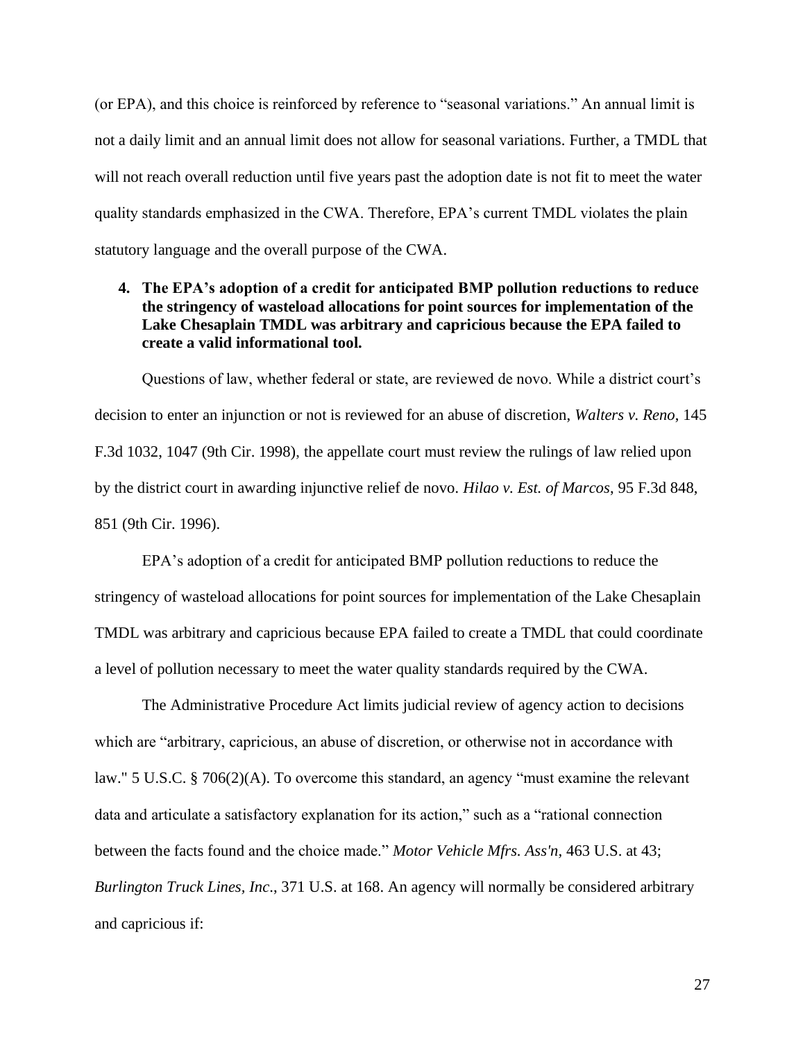(or EPA), and this choice is reinforced by reference to "seasonal variations." An annual limit is not a daily limit and an annual limit does not allow for seasonal variations. Further, a TMDL that will not reach overall reduction until five years past the adoption date is not fit to meet the water quality standards emphasized in the CWA. Therefore, EPA's current TMDL violates the plain statutory language and the overall purpose of the CWA.

**4. The EPA's adoption of a credit for anticipated BMP pollution reductions to reduce the stringency of wasteload allocations for point sources for implementation of the Lake Chesaplain TMDL was arbitrary and capricious because the EPA failed to create a valid informational tool.**

Questions of law, whether federal or state, are reviewed de novo. While a district court's decision to enter an injunction or not is reviewed for an abuse of discretion, *Walters v. Reno*, 145 F.3d 1032, 1047 (9th Cir. 1998), the appellate court must review the rulings of law relied upon by the district court in awarding injunctive relief de novo. *Hilao v. Est. of Marcos*, 95 F.3d 848, 851 (9th Cir. 1996).

EPA's adoption of a credit for anticipated BMP pollution reductions to reduce the stringency of wasteload allocations for point sources for implementation of the Lake Chesaplain TMDL was arbitrary and capricious because EPA failed to create a TMDL that could coordinate a level of pollution necessary to meet the water quality standards required by the CWA.

The Administrative Procedure Act limits judicial review of agency action to decisions which are "arbitrary, capricious, an abuse of discretion, or otherwise not in accordance with law." 5 U.S.C. § 706(2)(A). To overcome this standard, an agency "must examine the relevant data and articulate a satisfactory explanation for its action," such as a "rational connection between the facts found and the choice made." *Motor Vehicle Mfrs. Ass'n*, 463 U.S. at 43; *Burlington Truck Lines, Inc*., 371 U.S. at 168. An agency will normally be considered arbitrary and capricious if: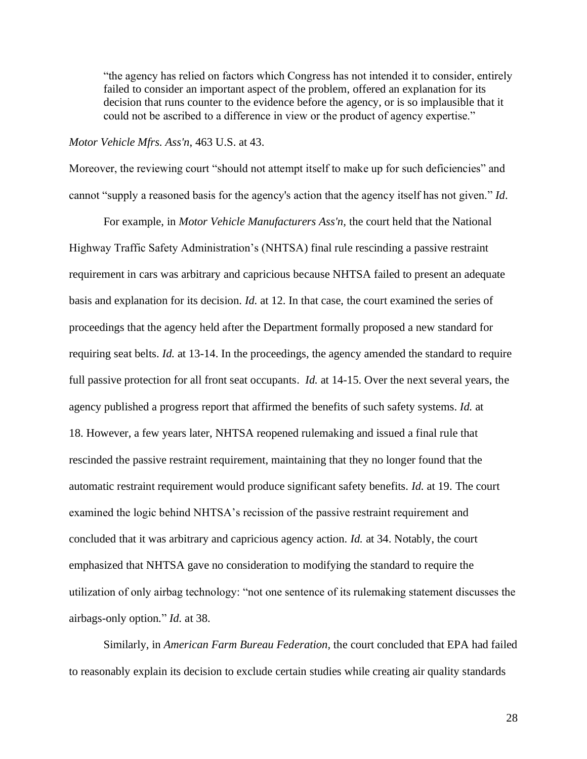> "the agency has relied on factors which Congress has not intended it to consider, entirely failed to consider an important aspect of the problem, offered an explanation for its decision that runs counter to the evidence before the agency, or is so implausible that it could not be ascribed to a difference in view or the product of agency expertise."

*Motor Vehicle Mfrs. Ass'n*, 463 U.S. at 43.

Moreover, the reviewing court "should not attempt itself to make up for such deficiencies" and cannot "supply a reasoned basis for the agency's action that the agency itself has not given." *Id*.

For example, in *Motor Vehicle Manufacturers Ass'n,* the court held that the National Highway Traffic Safety Administration's (NHTSA) final rule rescinding a passive restraint requirement in cars was arbitrary and capricious because NHTSA failed to present an adequate basis and explanation for its decision. *Id.* at 12. In that case, the court examined the series of proceedings that the agency held after the Department formally proposed a new standard for requiring seat belts. *Id.* at 13-14. In the proceedings, the agency amended the standard to require full passive protection for all front seat occupants. *Id.* at 14-15. Over the next several years, the agency published a progress report that affirmed the benefits of such safety systems. *Id.* at 18. However, a few years later, NHTSA reopened rulemaking and issued a final rule that rescinded the passive restraint requirement, maintaining that they no longer found that the automatic restraint requirement would produce significant safety benefits. *Id.* at 19. The court examined the logic behind NHTSA's recission of the passive restraint requirement and concluded that it was arbitrary and capricious agency action. *Id.* at 34. Notably, the court emphasized that NHTSA gave no consideration to modifying the standard to require the utilization of only airbag technology: "not one sentence of its rulemaking statement discusses the airbags-only option." *Id.* at 38.

Similarly, in *American Farm Bureau Federation,* the court concluded that EPA had failed to reasonably explain its decision to exclude certain studies while creating air quality standards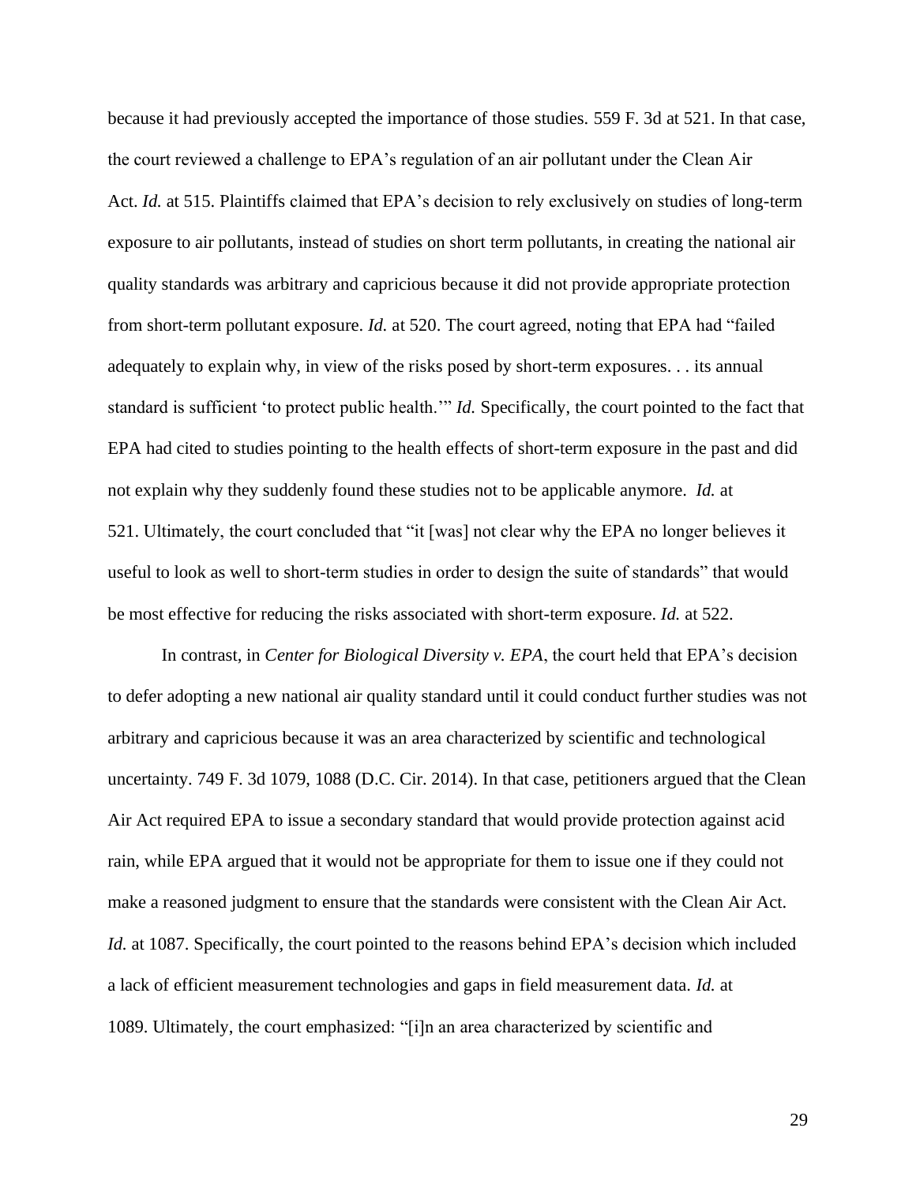because it had previously accepted the importance of those studies. 559 F. 3d at 521. In that case, the court reviewed a challenge to EPA's regulation of an air pollutant under the Clean Air Act. *Id.* at 515. Plaintiffs claimed that EPA's decision to rely exclusively on studies of long-term exposure to air pollutants, instead of studies on short term pollutants, in creating the national air quality standards was arbitrary and capricious because it did not provide appropriate protection from short-term pollutant exposure. *Id.* at 520. The court agreed, noting that EPA had "failed adequately to explain why, in view of the risks posed by short-term exposures. . . its annual standard is sufficient 'to protect public health.'" *Id.* Specifically, the court pointed to the fact that EPA had cited to studies pointing to the health effects of short-term exposure in the past and did not explain why they suddenly found these studies not to be applicable anymore. *Id.* at 521. Ultimately, the court concluded that "it [was] not clear why the EPA no longer believes it useful to look as well to short-term studies in order to design the suite of standards" that would be most effective for reducing the risks associated with short-term exposure. *Id.* at 522.

In contrast, in *Center for Biological Diversity v. EPA*, the court held that EPA's decision to defer adopting a new national air quality standard until it could conduct further studies was not arbitrary and capricious because it was an area characterized by scientific and technological uncertainty. 749 F. 3d 1079, 1088 (D.C. Cir. 2014). In that case, petitioners argued that the Clean Air Act required EPA to issue a secondary standard that would provide protection against acid rain, while EPA argued that it would not be appropriate for them to issue one if they could not make a reasoned judgment to ensure that the standards were consistent with the Clean Air Act. *Id.* at 1087. Specifically, the court pointed to the reasons behind EPA's decision which included a lack of efficient measurement technologies and gaps in field measurement data. *Id.* at 1089. Ultimately, the court emphasized: "[i]n an area characterized by scientific and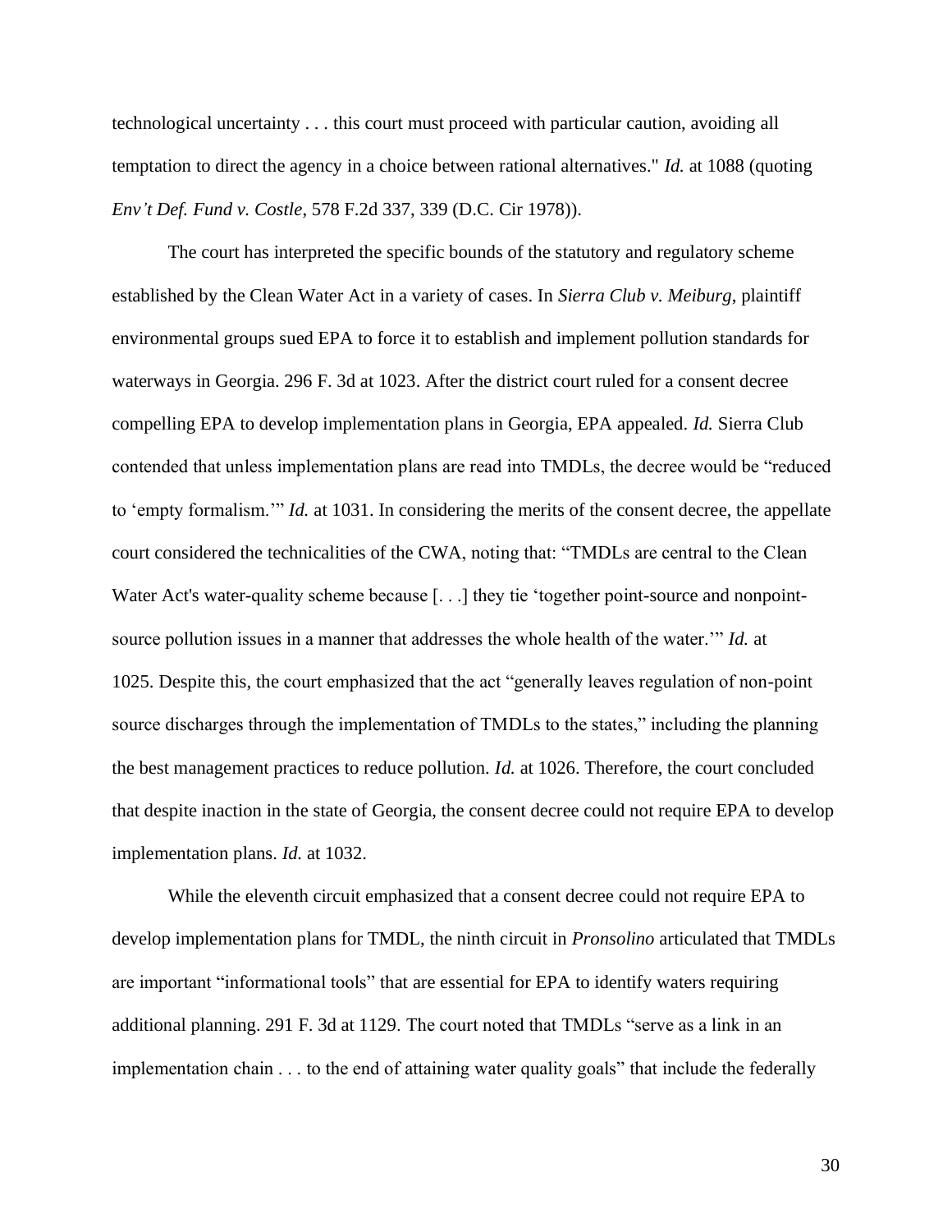technological uncertainty . . . this court must proceed with particular caution, avoiding all temptation to direct the agency in a choice between rational alternatives." *Id.* at 1088 (quoting *Env't Def. Fund v. Costle*, 578 F.2d 337, 339 (D.C. Cir 1978)).

The court has interpreted the specific bounds of the statutory and regulatory scheme established by the Clean Water Act in a variety of cases. In *Sierra Club v. Meiburg*, plaintiff environmental groups sued EPA to force it to establish and implement pollution standards for waterways in Georgia. 296 F. 3d at 1023. After the district court ruled for a consent decree compelling EPA to develop implementation plans in Georgia, EPA appealed. *Id.* Sierra Club contended that unless implementation plans are read into TMDLs, the decree would be "reduced to 'empty formalism.'" *Id.* at 1031. In considering the merits of the consent decree, the appellate court considered the technicalities of the CWA, noting that: "TMDLs are central to the Clean Water Act's water-quality scheme because [. . .] they tie 'together point-source and nonpoint-source pollution issues in a manner that addresses the whole health of the water.'" *Id.* at 1025. Despite this, the court emphasized that the act "generally leaves regulation of non-point source discharges through the implementation of TMDLs to the states," including the planning the best management practices to reduce pollution. *Id.* at 1026. Therefore, the court concluded that despite inaction in the state of Georgia, the consent decree could not require EPA to develop implementation plans. *Id.* at 1032.

While the eleventh circuit emphasized that a consent decree could not require EPA to develop implementation plans for TMDL, the ninth circuit in *Pronsolino* articulated that TMDLs are important "informational tools" that are essential for EPA to identify waters requiring additional planning. 291 F. 3d at 1129. The court noted that TMDLs "serve as a link in an implementation chain . . . to the end of attaining water quality goals" that include the federally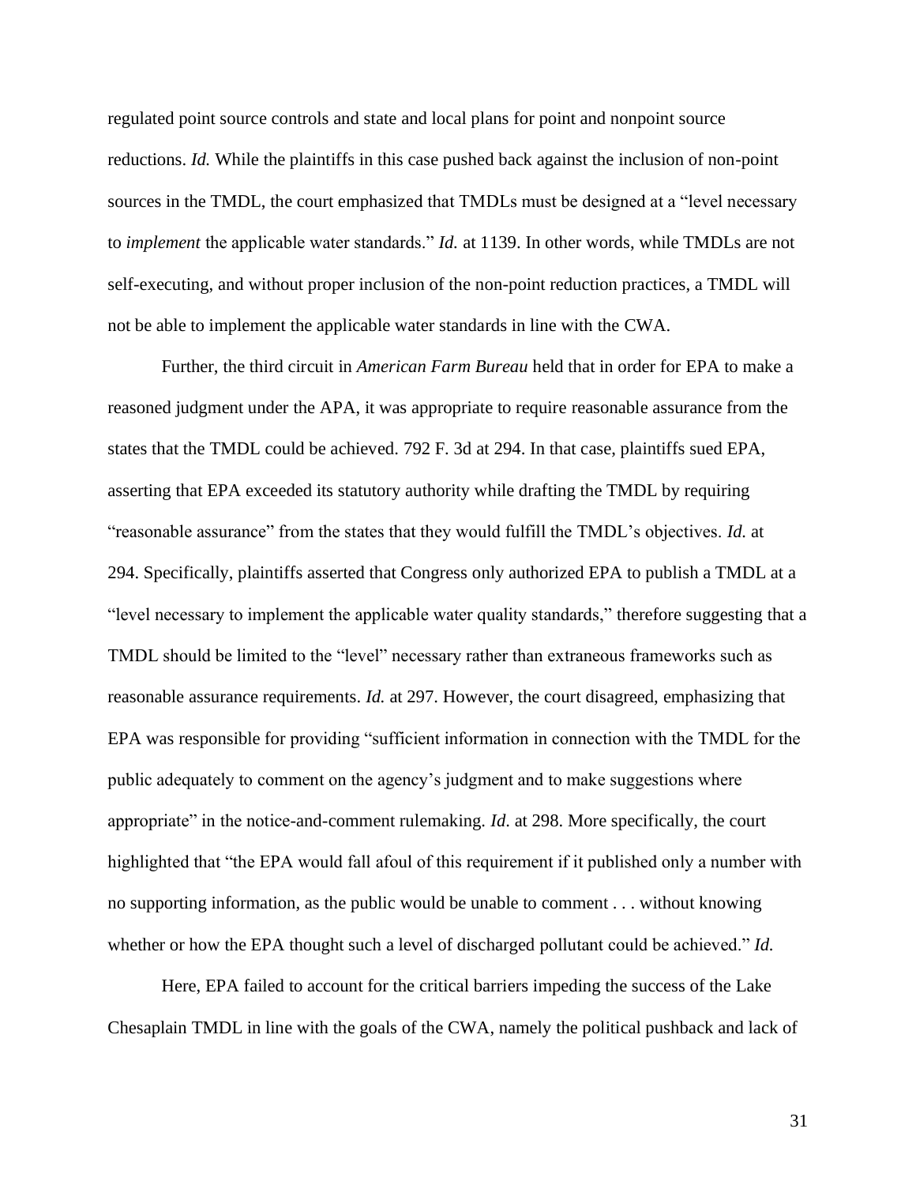regulated point source controls and state and local plans for point and nonpoint source reductions. *Id.* While the plaintiffs in this case pushed back against the inclusion of non-point sources in the TMDL, the court emphasized that TMDLs must be designed at a "level necessary to *implement* the applicable water standards." *Id.* at 1139. In other words, while TMDLs are not self-executing, and without proper inclusion of the non-point reduction practices, a TMDL will not be able to implement the applicable water standards in line with the CWA.

Further, the third circuit in *American Farm Bureau* held that in order for EPA to make a reasoned judgment under the APA, it was appropriate to require reasonable assurance from the states that the TMDL could be achieved. 792 F. 3d at 294. In that case, plaintiffs sued EPA, asserting that EPA exceeded its statutory authority while drafting the TMDL by requiring "reasonable assurance" from the states that they would fulfill the TMDL's objectives. *Id.* at 294. Specifically, plaintiffs asserted that Congress only authorized EPA to publish a TMDL at a "level necessary to implement the applicable water quality standards," therefore suggesting that a TMDL should be limited to the "level" necessary rather than extraneous frameworks such as reasonable assurance requirements. *Id.* at 297. However, the court disagreed, emphasizing that EPA was responsible for providing "sufficient information in connection with the TMDL for the public adequately to comment on the agency's judgment and to make suggestions where appropriate" in the notice-and-comment rulemaking. *Id*. at 298. More specifically, the court highlighted that "the EPA would fall afoul of this requirement if it published only a number with no supporting information, as the public would be unable to comment . . . without knowing whether or how the EPA thought such a level of discharged pollutant could be achieved." *Id.*

Here, EPA failed to account for the critical barriers impeding the success of the Lake Chesaplain TMDL in line with the goals of the CWA, namely the political pushback and lack of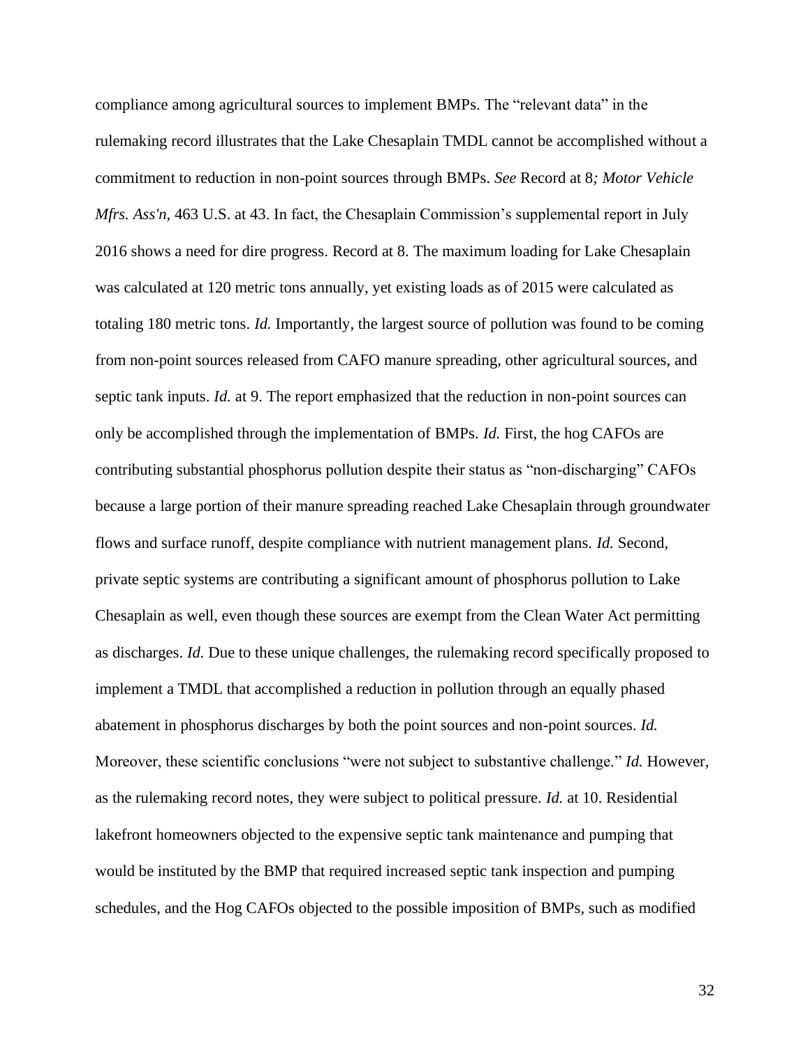compliance among agricultural sources to implement BMPs. The "relevant data" in the rulemaking record illustrates that the Lake Chesaplain TMDL cannot be accomplished without a commitment to reduction in non-point sources through BMPs. *See* Record at 8*; Motor Vehicle Mfrs. Ass'n*, 463 U.S. at 43. In fact, the Chesaplain Commission's supplemental report in July 2016 shows a need for dire progress. Record at 8. The maximum loading for Lake Chesaplain was calculated at 120 metric tons annually, yet existing loads as of 2015 were calculated as totaling 180 metric tons. *Id.* Importantly, the largest source of pollution was found to be coming from non-point sources released from CAFO manure spreading, other agricultural sources, and septic tank inputs. *Id.* at 9. The report emphasized that the reduction in non-point sources can only be accomplished through the implementation of BMPs. *Id.* First, the hog CAFOs are contributing substantial phosphorus pollution despite their status as "non-discharging" CAFOs because a large portion of their manure spreading reached Lake Chesaplain through groundwater flows and surface runoff, despite compliance with nutrient management plans. *Id.* Second, private septic systems are contributing a significant amount of phosphorus pollution to Lake Chesaplain as well, even though these sources are exempt from the Clean Water Act permitting as discharges. *Id.* Due to these unique challenges, the rulemaking record specifically proposed to implement a TMDL that accomplished a reduction in pollution through an equally phased abatement in phosphorus discharges by both the point sources and non-point sources. *Id.* Moreover, these scientific conclusions "were not subject to substantive challenge." *Id.* However, as the rulemaking record notes, they were subject to political pressure. *Id.* at 10. Residential lakefront homeowners objected to the expensive septic tank maintenance and pumping that would be instituted by the BMP that required increased septic tank inspection and pumping schedules, and the Hog CAFOs objected to the possible imposition of BMPs, such as modified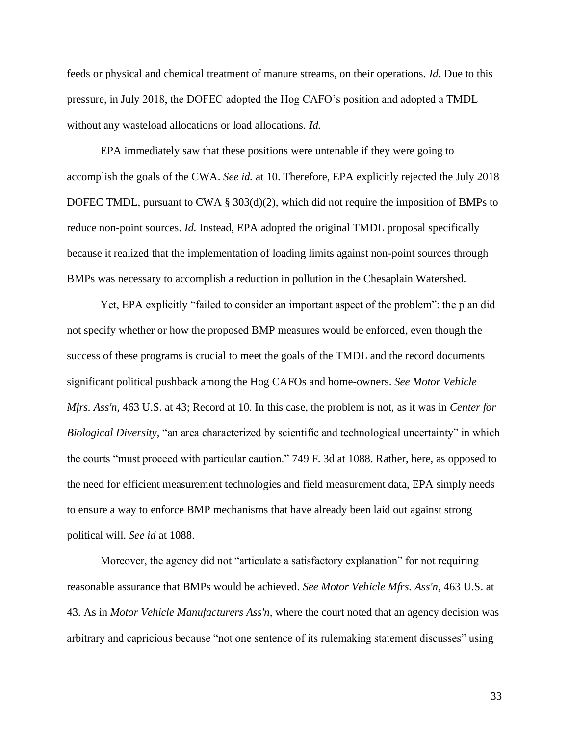feeds or physical and chemical treatment of manure streams, on their operations. *Id.* Due to this pressure, in July 2018, the DOFEC adopted the Hog CAFO's position and adopted a TMDL without any wasteload allocations or load allocations. *Id.*

EPA immediately saw that these positions were untenable if they were going to accomplish the goals of the CWA. *See id.* at 10. Therefore, EPA explicitly rejected the July 2018 DOFEC TMDL, pursuant to CWA § 303(d)(2), which did not require the imposition of BMPs to reduce non-point sources. *Id.* Instead, EPA adopted the original TMDL proposal specifically because it realized that the implementation of loading limits against non-point sources through BMPs was necessary to accomplish a reduction in pollution in the Chesaplain Watershed.

Yet, EPA explicitly "failed to consider an important aspect of the problem": the plan did not specify whether or how the proposed BMP measures would be enforced, even though the success of these programs is crucial to meet the goals of the TMDL and the record documents significant political pushback among the Hog CAFOs and home-owners. *See Motor Vehicle Mfrs. Ass'n,* 463 U.S. at 43; Record at 10. In this case, the problem is not, as it was in *Center for Biological Diversity*, "an area characterized by scientific and technological uncertainty" in which the courts "must proceed with particular caution." 749 F. 3d at 1088. Rather, here, as opposed to the need for efficient measurement technologies and field measurement data, EPA simply needs to ensure a way to enforce BMP mechanisms that have already been laid out against strong political will. *See id* at 1088.

Moreover, the agency did not "articulate a satisfactory explanation" for not requiring reasonable assurance that BMPs would be achieved. *See Motor Vehicle Mfrs. Ass'n*, 463 U.S. at 43. As in *Motor Vehicle Manufacturers Ass'n,* where the court noted that an agency decision was arbitrary and capricious because "not one sentence of its rulemaking statement discusses" using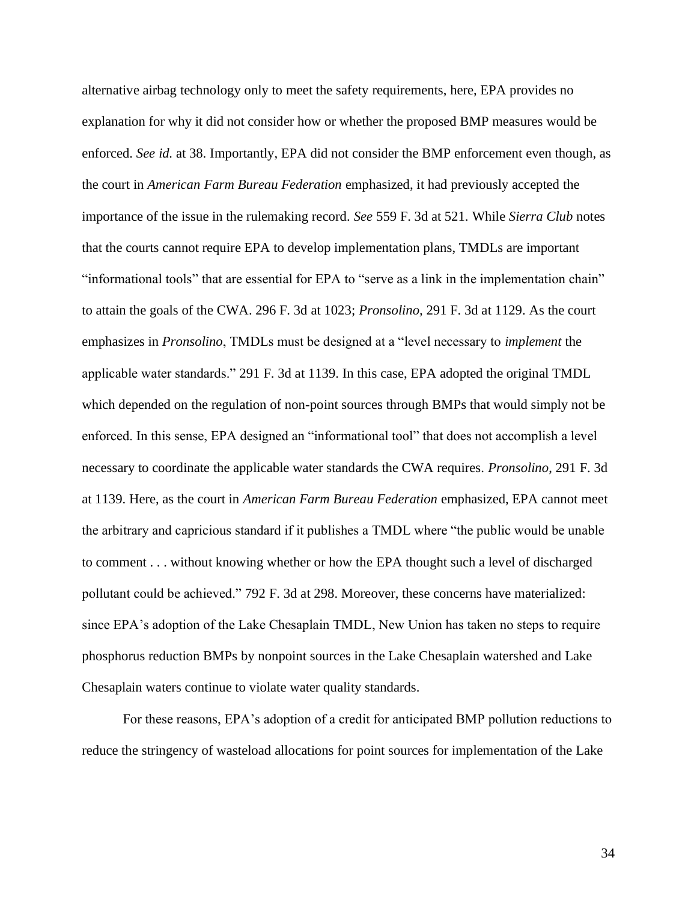alternative airbag technology only to meet the safety requirements, here, EPA provides no explanation for why it did not consider how or whether the proposed BMP measures would be enforced. *See id.* at 38. Importantly, EPA did not consider the BMP enforcement even though, as the court in *American Farm Bureau Federation* emphasized, it had previously accepted the importance of the issue in the rulemaking record. *See* 559 F. 3d at 521. While *Sierra Club* notes that the courts cannot require EPA to develop implementation plans, TMDLs are important "informational tools" that are essential for EPA to "serve as a link in the implementation chain" to attain the goals of the CWA. 296 F. 3d at 1023; *Pronsolino,* 291 F. 3d at 1129. As the court emphasizes in *Pronsolino*, TMDLs must be designed at a "level necessary to *implement* the applicable water standards." 291 F. 3d at 1139. In this case, EPA adopted the original TMDL which depended on the regulation of non-point sources through BMPs that would simply not be enforced. In this sense, EPA designed an "informational tool" that does not accomplish a level necessary to coordinate the applicable water standards the CWA requires. *Pronsolino*, 291 F. 3d at 1139. Here, as the court in *American Farm Bureau Federation* emphasized, EPA cannot meet the arbitrary and capricious standard if it publishes a TMDL where "the public would be unable to comment . . . without knowing whether or how the EPA thought such a level of discharged pollutant could be achieved." 792 F. 3d at 298. Moreover, these concerns have materialized: since EPA's adoption of the Lake Chesaplain TMDL, New Union has taken no steps to require phosphorus reduction BMPs by nonpoint sources in the Lake Chesaplain watershed and Lake Chesaplain waters continue to violate water quality standards.

For these reasons, EPA's adoption of a credit for anticipated BMP pollution reductions to reduce the stringency of wasteload allocations for point sources for implementation of the Lake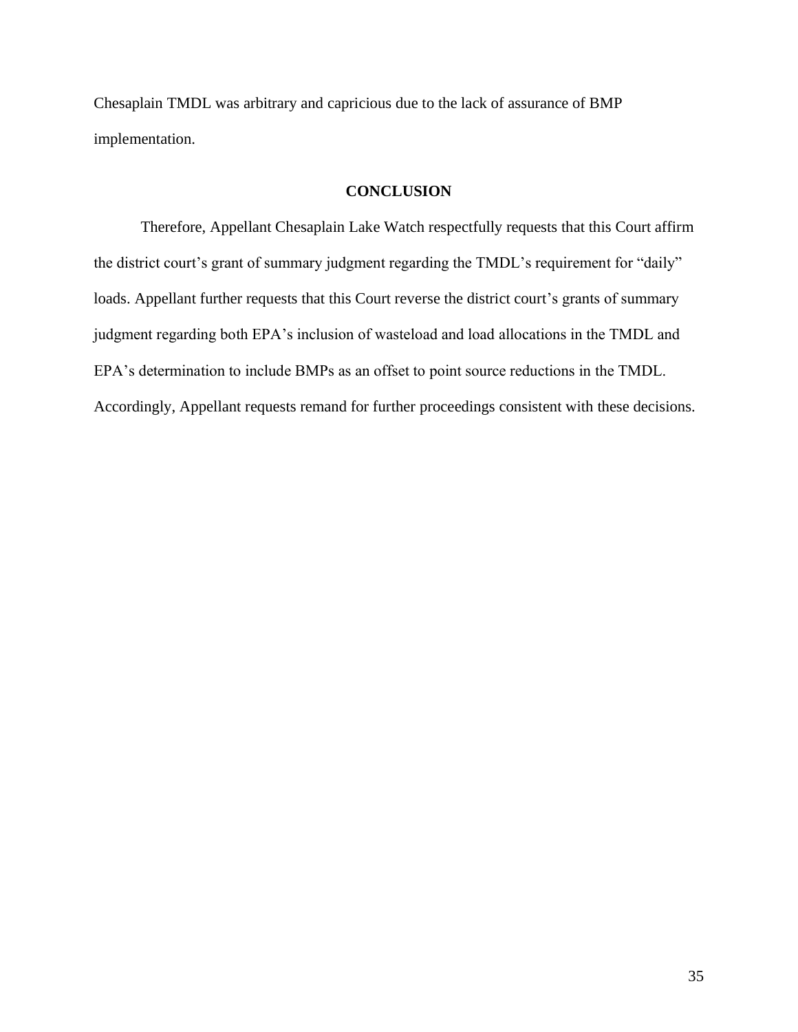Chesaplain TMDL was arbitrary and capricious due to the lack of assurance of BMP implementation.

## CONCLUSION

Therefore, Appellant Chesaplain Lake Watch respectfully requests that this Court affirm the district court's grant of summary judgment regarding the TMDL's requirement for "daily" loads. Appellant further requests that this Court reverse the district court's grants of summary judgment regarding both EPA's inclusion of wasteload and load allocations in the TMDL and EPA's determination to include BMPs as an offset to point source reductions in the TMDL. Accordingly, Appellant requests remand for further proceedings consistent with these decisions.